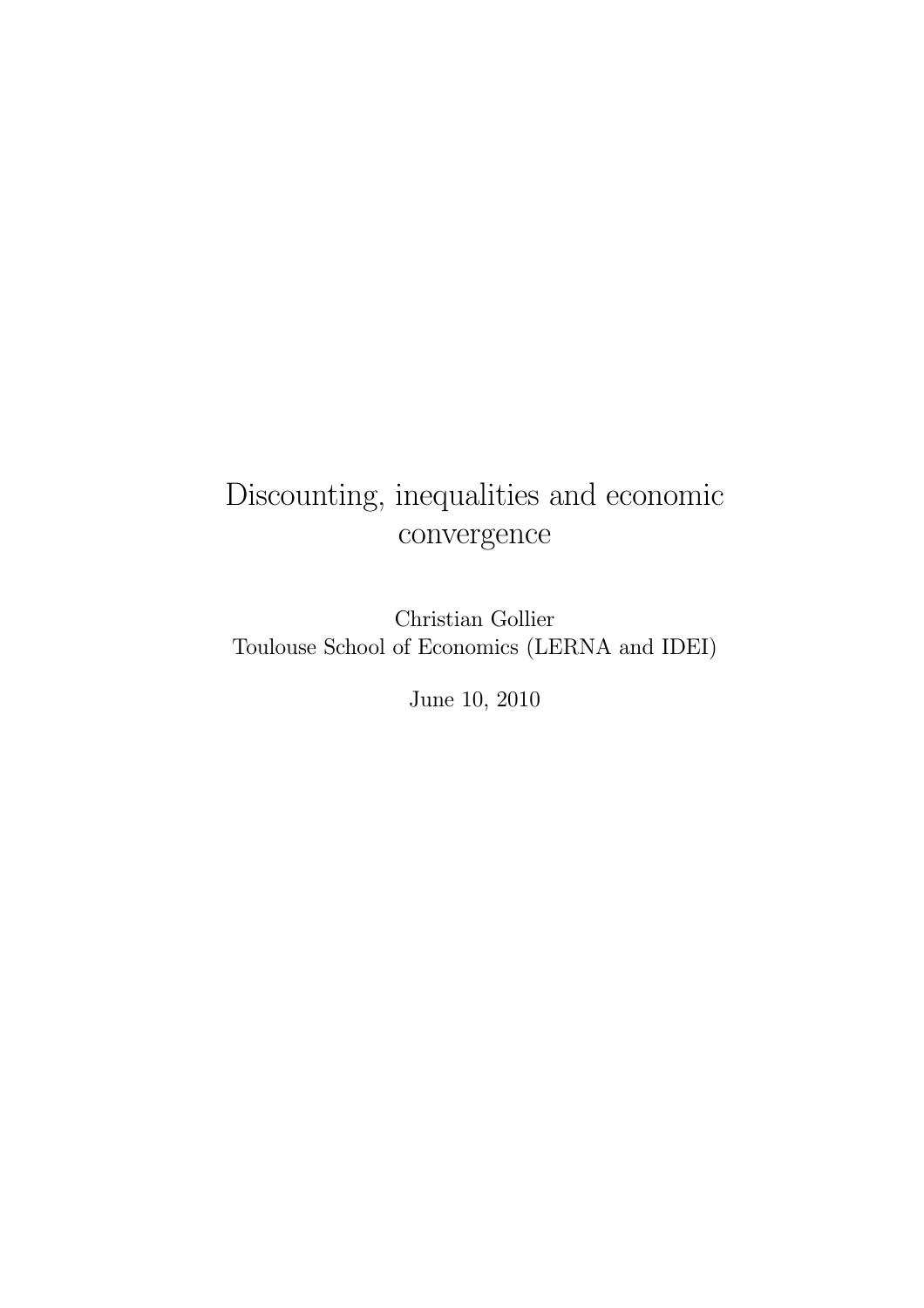# Discounting, inequalities and economic convergence

Christian Gollier
Toulouse School of Economics (LERNA and IDEI)

June 10, 2010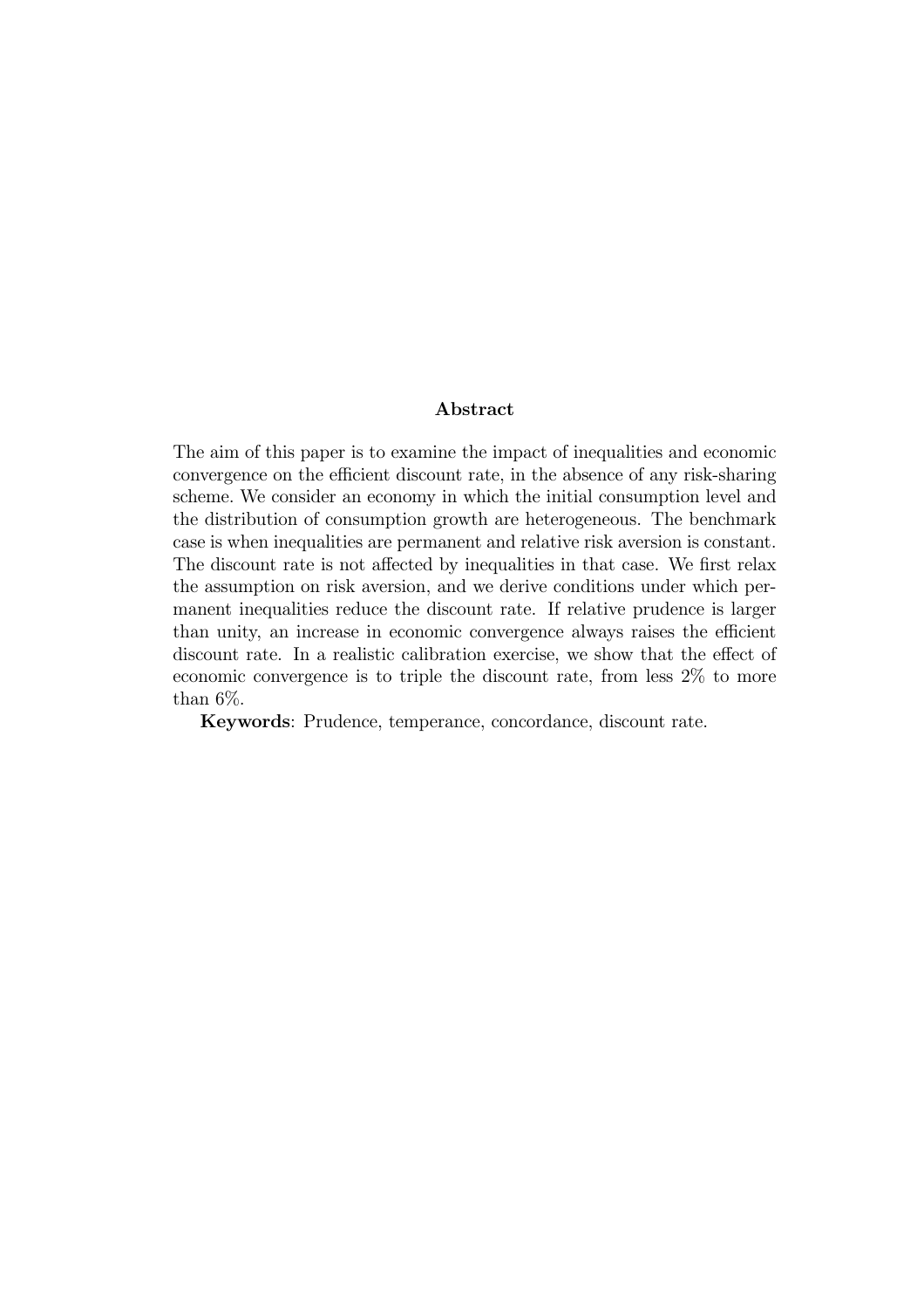## Abstract

The aim of this paper is to examine the impact of inequalities and economic convergence on the efficient discount rate, in the absence of any risk-sharing scheme. We consider an economy in which the initial consumption level and the distribution of consumption growth are heterogeneous. The benchmark case is when inequalities are permanent and relative risk aversion is constant. The discount rate is not affected by inequalities in that case. We first relax the assumption on risk aversion, and we derive conditions under which permanent inequalities reduce the discount rate. If relative prudence is larger than unity, an increase in economic convergence always raises the efficient discount rate. In a realistic calibration exercise, we show that the effect of economic convergence is to triple the discount rate, from less 2% to more than 6%.

**Keywords**: Prudence, temperance, concordance, discount rate.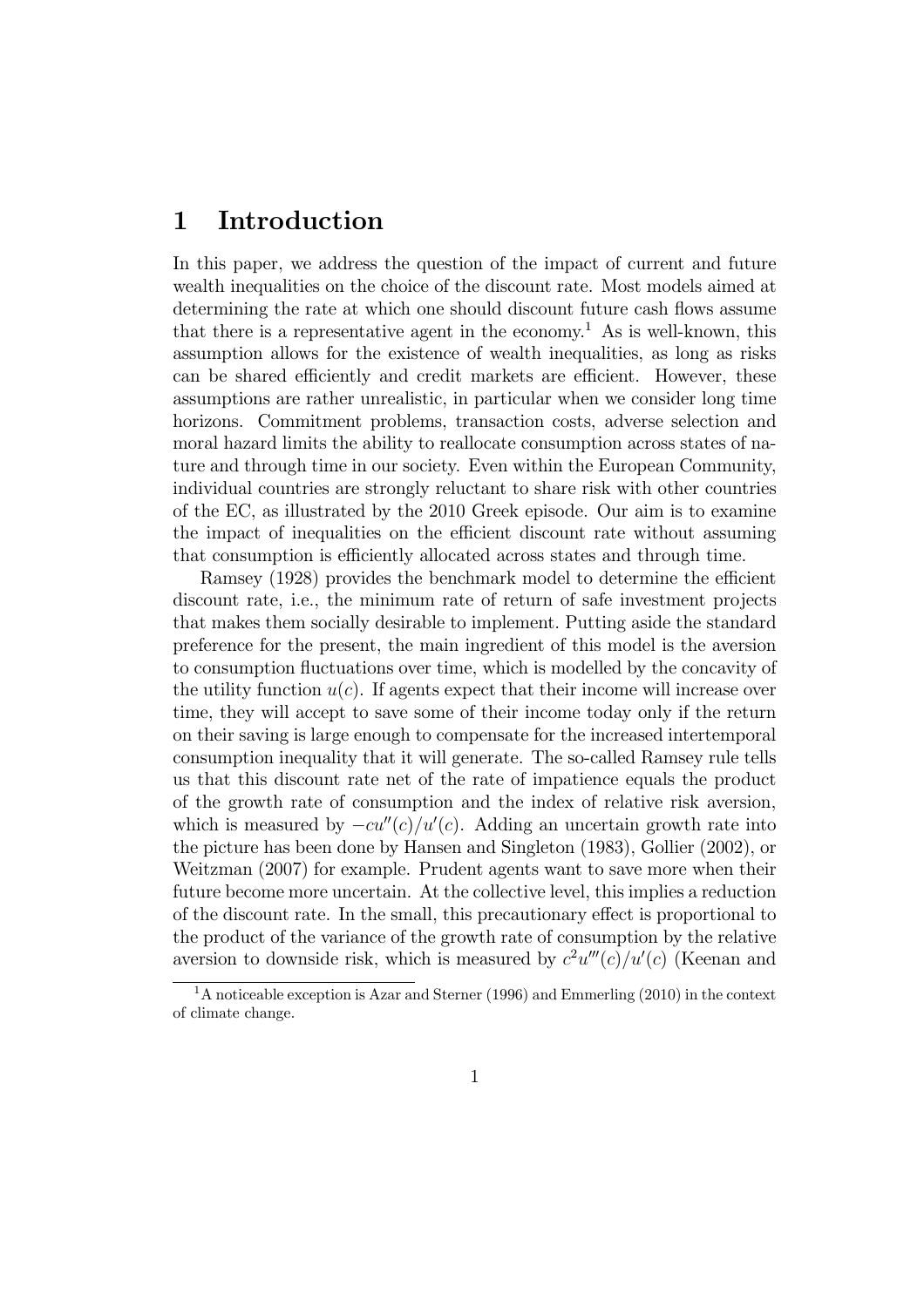# 1 Introduction

In this paper, we address the question of the impact of current and future wealth inequalities on the choice of the discount rate. Most models aimed at determining the rate at which one should discount future cash flows assume that there is a representative agent in the economy.[1] As is well-known, this assumption allows for the existence of wealth inequalities, as long as risks can be shared efficiently and credit markets are efficient. However, these assumptions are rather unrealistic, in particular when we consider long time horizons. Commitment problems, transaction costs, adverse selection and moral hazard limits the ability to reallocate consumption across states of nature and through time in our society. Even within the European Community, individual countries are strongly reluctant to share risk with other countries of the EC, as illustrated by the 2010 Greek episode. Our aim is to examine the impact of inequalities on the efficient discount rate without assuming that consumption is efficiently allocated across states and through time.

Ramsey (1928) provides the benchmark model to determine the efficient discount rate, i.e., the minimum rate of return of safe investment projects that makes them socially desirable to implement. Putting aside the standard preference for the present, the main ingredient of this model is the aversion to consumption fluctuations over time, which is modelled by the concavity of the utility function $u(c)$. If agents expect that their income will increase over time, they will accept to save some of their income today only if the return on their saving is large enough to compensate for the increased intertemporal consumption inequality that it will generate. The so-called Ramsey rule tells us that this discount rate net of the rate of impatience equals the product of the growth rate of consumption and the index of relative risk aversion, which is measured by $-cu''(c)/u'(c)$. Adding an uncertain growth rate into the picture has been done by Hansen and Singleton (1983), Gollier (2002), or Weitzman (2007) for example. Prudent agents want to save more when their future become more uncertain. At the collective level, this implies a reduction of the discount rate. In the small, this precautionary effect is proportional to the product of the variance of the growth rate of consumption by the relative aversion to downside risk, which is measured by $c^2u'''(c)/u'(c)$ (Keenan and

[1] A noticeable exception is Azar and Sterner (1996) and Emmerling (2010) in the context of climate change.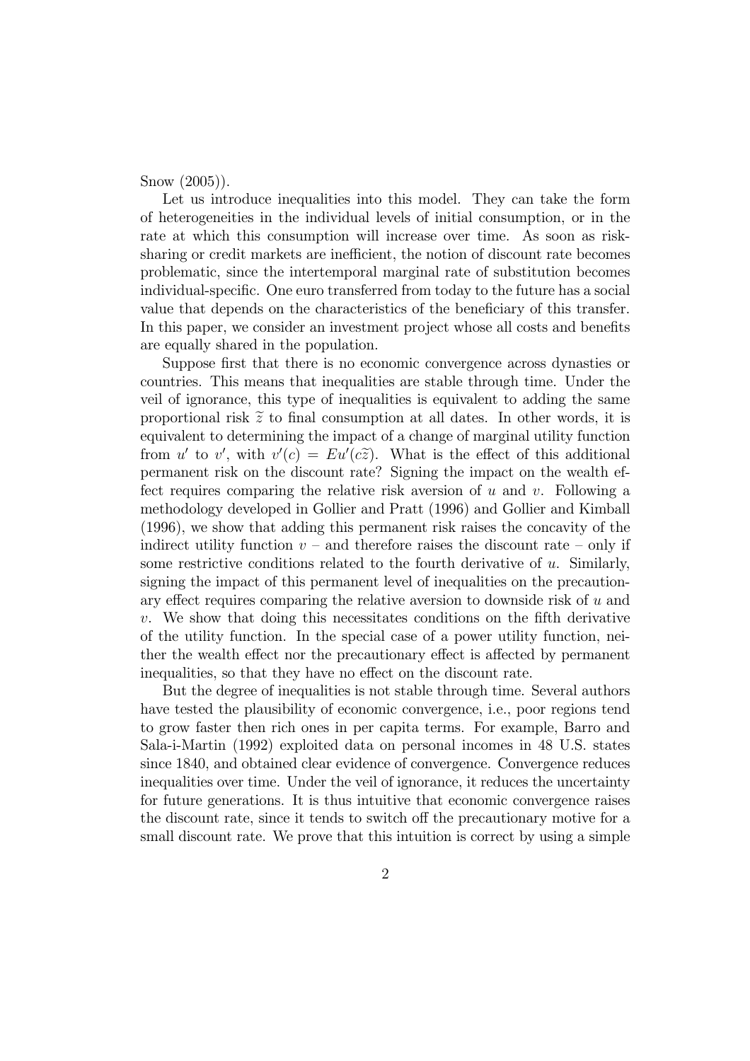Snow (2005)).

Let us introduce inequalities into this model. They can take the form of heterogeneities in the individual levels of initial consumption, or in the rate at which this consumption will increase over time. As soon as risk-sharing or credit markets are inefficient, the notion of discount rate becomes problematic, since the intertemporal marginal rate of substitution becomes individual-specific. One euro transferred from today to the future has a social value that depends on the characteristics of the beneficiary of this transfer. In this paper, we consider an investment project whose all costs and benefits are equally shared in the population.

Suppose first that there is no economic convergence across dynasties or countries. This means that inequalities are stable through time. Under the veil of ignorance, this type of inequalities is equivalent to adding the same proportional risk $\widetilde{z}$ to final consumption at all dates. In other words, it is equivalent to determining the impact of a change of marginal utility function from $u'$ to $v'$, with $v'(c) = Eu'(c\widetilde{z})$. What is the effect of this additional permanent risk on the discount rate? Signing the impact on the wealth effect requires comparing the relative risk aversion of $u$ and $v$. Following a methodology developed in Gollier and Pratt (1996) and Gollier and Kimball (1996), we show that adding this permanent risk raises the concavity of the indirect utility function $v$ – and therefore raises the discount rate – only if some restrictive conditions related to the fourth derivative of $u$. Similarly, signing the impact of this permanent level of inequalities on the precautionary effect requires comparing the relative aversion to downside risk of $u$ and $v$. We show that doing this necessitates conditions on the fifth derivative of the utility function. In the special case of a power utility function, neither the wealth effect nor the precautionary effect is affected by permanent inequalities, so that they have no effect on the discount rate.

But the degree of inequalities is not stable through time. Several authors have tested the plausibility of economic convergence, i.e., poor regions tend to grow faster then rich ones in per capita terms. For example, Barro and Sala-i-Martin (1992) exploited data on personal incomes in 48 U.S. states since 1840, and obtained clear evidence of convergence. Convergence reduces inequalities over time. Under the veil of ignorance, it reduces the uncertainty for future generations. It is thus intuitive that economic convergence raises the discount rate, since it tends to switch off the precautionary motive for a small discount rate. We prove that this intuition is correct by using a simple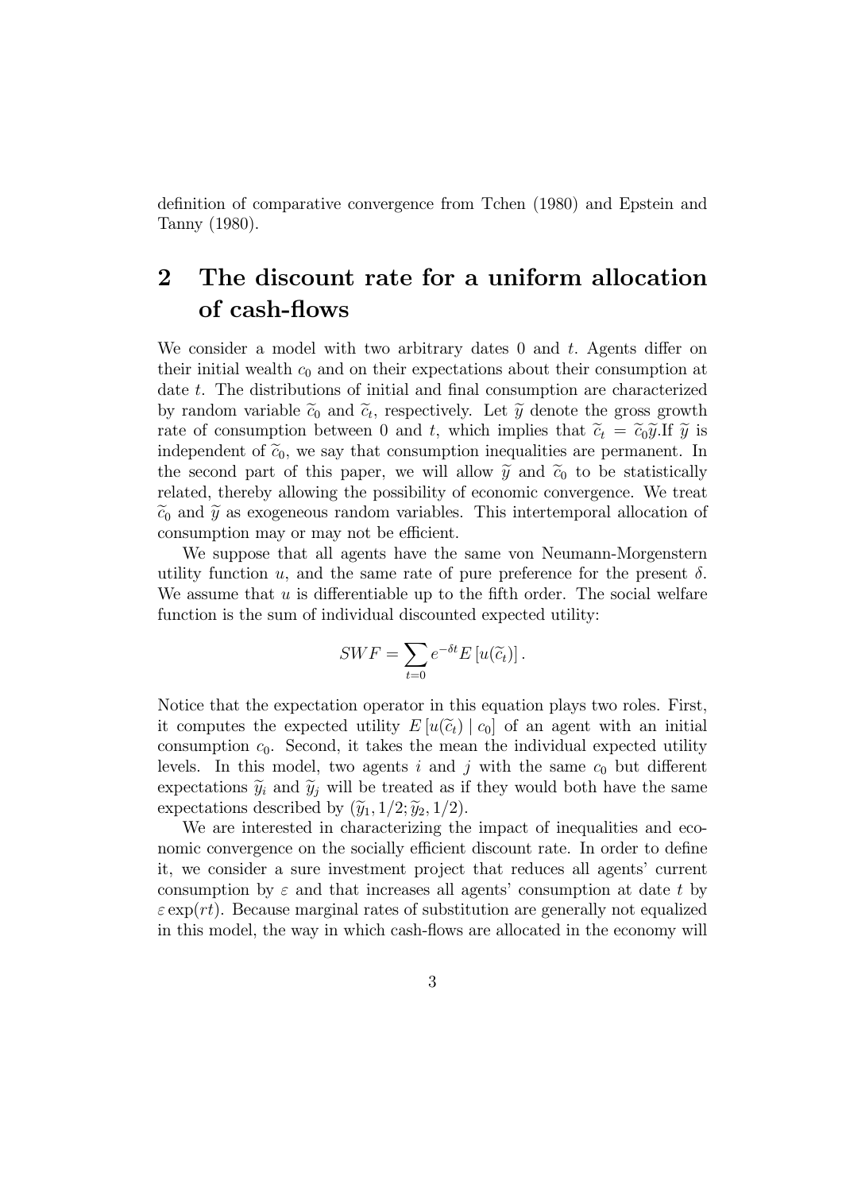definition of comparative convergence from Tchen (1980) and Epstein and Tanny (1980).

## 2 The discount rate for a uniform allocation of cash-flows

We consider a model with two arbitrary dates 0 and $t$. Agents differ on their initial wealth $c_0$ and on their expectations about their consumption at date $t$. The distributions of initial and final consumption are characterized by random variable $\widetilde{c}_0$ and $\widetilde{c}_t$, respectively. Let $\widetilde{y}$ denote the gross growth rate of consumption between 0 and $t$, which implies that $\widetilde{c}_t = \widetilde{c}_0\widetilde{y}$.If $\widetilde{y}$ is independent of $\widetilde{c}_0$, we say that consumption inequalities are permanent. In the second part of this paper, we will allow $\widetilde{y}$ and $\widetilde{c}_0$ to be statistically related, thereby allowing the possibility of economic convergence. We treat $\widetilde{c}_0$ and $\widetilde{y}$ as exogeneous random variables. This intertemporal allocation of consumption may or may not be efficient.

We suppose that all agents have the same von Neumann-Morgenstern utility function $u$, and the same rate of pure preference for the present $\delta$. We assume that $u$ is differentiable up to the fifth order. The social welfare function is the sum of individual discounted expected utility:

$$SWF = \sum_{t=0} e^{-\delta t} E\left[u(\widetilde{c}_t)\right].$$

Notice that the expectation operator in this equation plays two roles. First, it computes the expected utility $E\left[u(\widetilde{c}_t) \mid c_0\right]$ of an agent with an initial consumption $c_0$. Second, it takes the mean the individual expected utility levels. In this model, two agents $i$ and $j$ with the same $c_0$ but different expectations $\widetilde{y}_i$ and $\widetilde{y}_j$ will be treated as if they would both have the same expectations described by $(\widetilde{y}_1, 1/2; \widetilde{y}_2, 1/2)$.

We are interested in characterizing the impact of inequalities and economic convergence on the socially efficient discount rate. In order to define it, we consider a sure investment project that reduces all agents' current consumption by $\varepsilon$ and that increases all agents' consumption at date $t$ by $\varepsilon \exp(rt)$. Because marginal rates of substitution are generally not equalized in this model, the way in which cash-flows are allocated in the economy will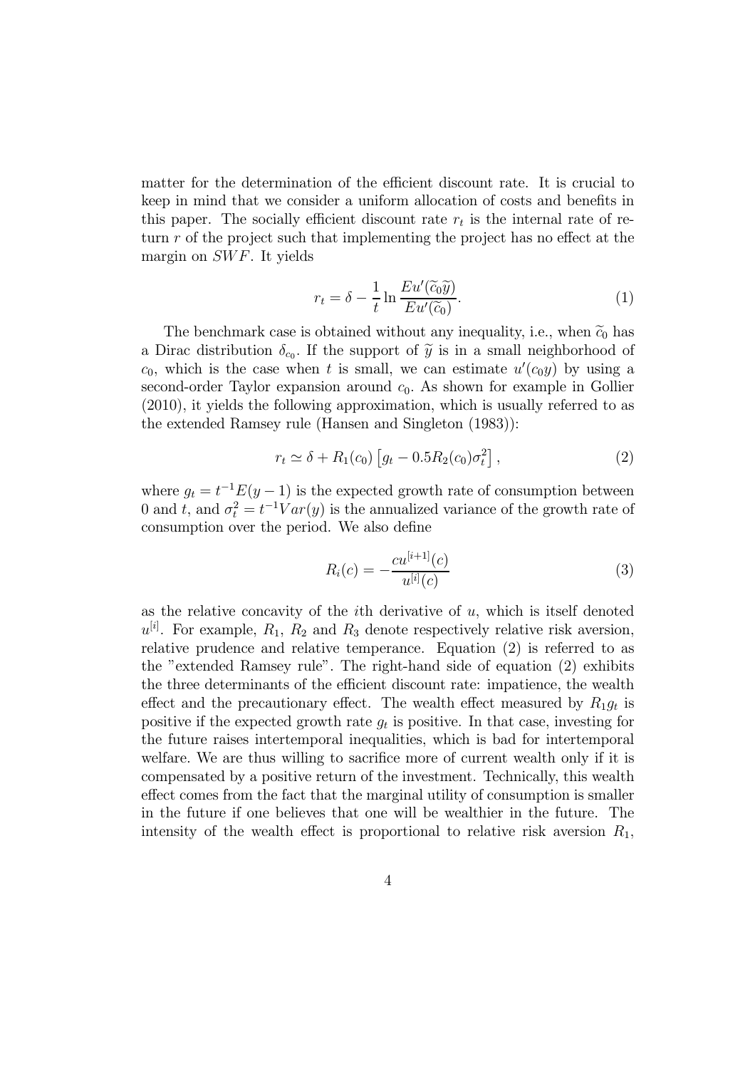matter for the determination of the efficient discount rate. It is crucial to keep in mind that we consider a uniform allocation of costs and benefits in this paper. The socially efficient discount rate $r_t$ is the internal rate of return $r$ of the project such that implementing the project has no effect at the margin on $SWF$. It yields

$$r_t = \delta - \frac{1}{t} \ln \frac{Eu'(\widetilde{c}_0 \widetilde{y})}{Eu'(\widetilde{c}_0)}. \tag{1}$$

The benchmark case is obtained without any inequality, i.e., when $\widetilde{c}_0$ has a Dirac distribution $\delta_{c_0}$. If the support of $\widetilde{y}$ is in a small neighborhood of $c_0$, which is the case when $t$ is small, we can estimate $u'(c_0 y)$ by using a second-order Taylor expansion around $c_0$. As shown for example in Gollier (2010), it yields the following approximation, which is usually referred to as the extended Ramsey rule (Hansen and Singleton (1983)):

$$r_t \simeq \delta + R_1(c_0) \left[ g_t - 0.5 R_2(c_0) \sigma_t^2 \right], \tag{2}$$

where $g_t = t^{-1} E(y - 1)$ is the expected growth rate of consumption between 0 and $t$, and $\sigma_t^2 = t^{-1} Var(y)$ is the annualized variance of the growth rate of consumption over the period. We also define

$$R_i(c) = -\frac{c u^{[i+1]}(c)}{u^{[i]}(c)} \tag{3}$$

as the relative concavity of the $i$th derivative of $u$, which is itself denoted $u^{[i]}$. For example, $R_1$, $R_2$ and $R_3$ denote respectively relative risk aversion, relative prudence and relative temperance. Equation (2) is referred to as the "extended Ramsey rule". The right-hand side of equation (2) exhibits the three determinants of the efficient discount rate: impatience, the wealth effect and the precautionary effect. The wealth effect measured by $R_1 g_t$ is positive if the expected growth rate $g_t$ is positive. In that case, investing for the future raises intertemporal inequalities, which is bad for intertemporal welfare. We are thus willing to sacrifice more of current wealth only if it is compensated by a positive return of the investment. Technically, this wealth effect comes from the fact that the marginal utility of consumption is smaller in the future if one believes that one will be wealthier in the future. The intensity of the wealth effect is proportional to relative risk aversion $R_1$,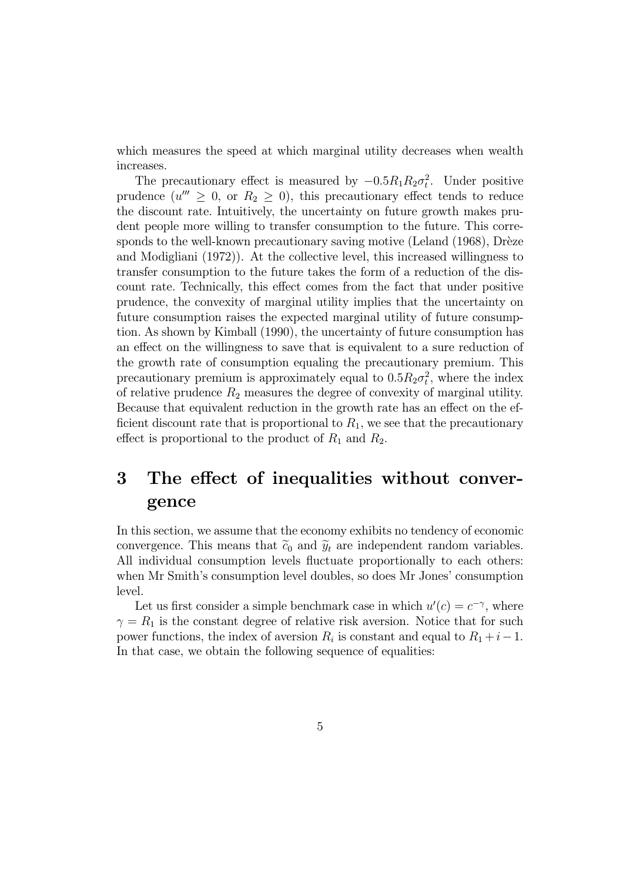which measures the speed at which marginal utility decreases when wealth increases.

The precautionary effect is measured by $-0.5R_1R_2\sigma_t^2$. Under positive prudence ($u''' \geq 0$, or $R_2 \geq 0$), this precautionary effect tends to reduce the discount rate. Intuitively, the uncertainty on future growth makes prudent people more willing to transfer consumption to the future. This corresponds to the well-known precautionary saving motive (Leland (1968), Drèze and Modigliani (1972)). At the collective level, this increased willingness to transfer consumption to the future takes the form of a reduction of the discount rate. Technically, this effect comes from the fact that under positive prudence, the convexity of marginal utility implies that the uncertainty on future consumption raises the expected marginal utility of future consumption. As shown by Kimball (1990), the uncertainty of future consumption has an effect on the willingness to save that is equivalent to a sure reduction of the growth rate of consumption equaling the precautionary premium. This precautionary premium is approximately equal to $0.5R_2\sigma_t^2$, where the index of relative prudence $R_2$ measures the degree of convexity of marginal utility. Because that equivalent reduction in the growth rate has an effect on the efficient discount rate that is proportional to $R_1$, we see that the precautionary effect is proportional to the product of $R_1$ and $R_2$.

# 3 The effect of inequalities without convergence

In this section, we assume that the economy exhibits no tendency of economic convergence. This means that $\widetilde{c}_0$ and $\widetilde{y}_t$ are independent random variables. All individual consumption levels fluctuate proportionally to each others: when Mr Smith's consumption level doubles, so does Mr Jones' consumption level.

Let us first consider a simple benchmark case in which $u'(c) = c^{-\gamma}$, where $\gamma = R_1$ is the constant degree of relative risk aversion. Notice that for such power functions, the index of aversion $R_i$ is constant and equal to $R_1 + i - 1$. In that case, we obtain the following sequence of equalities: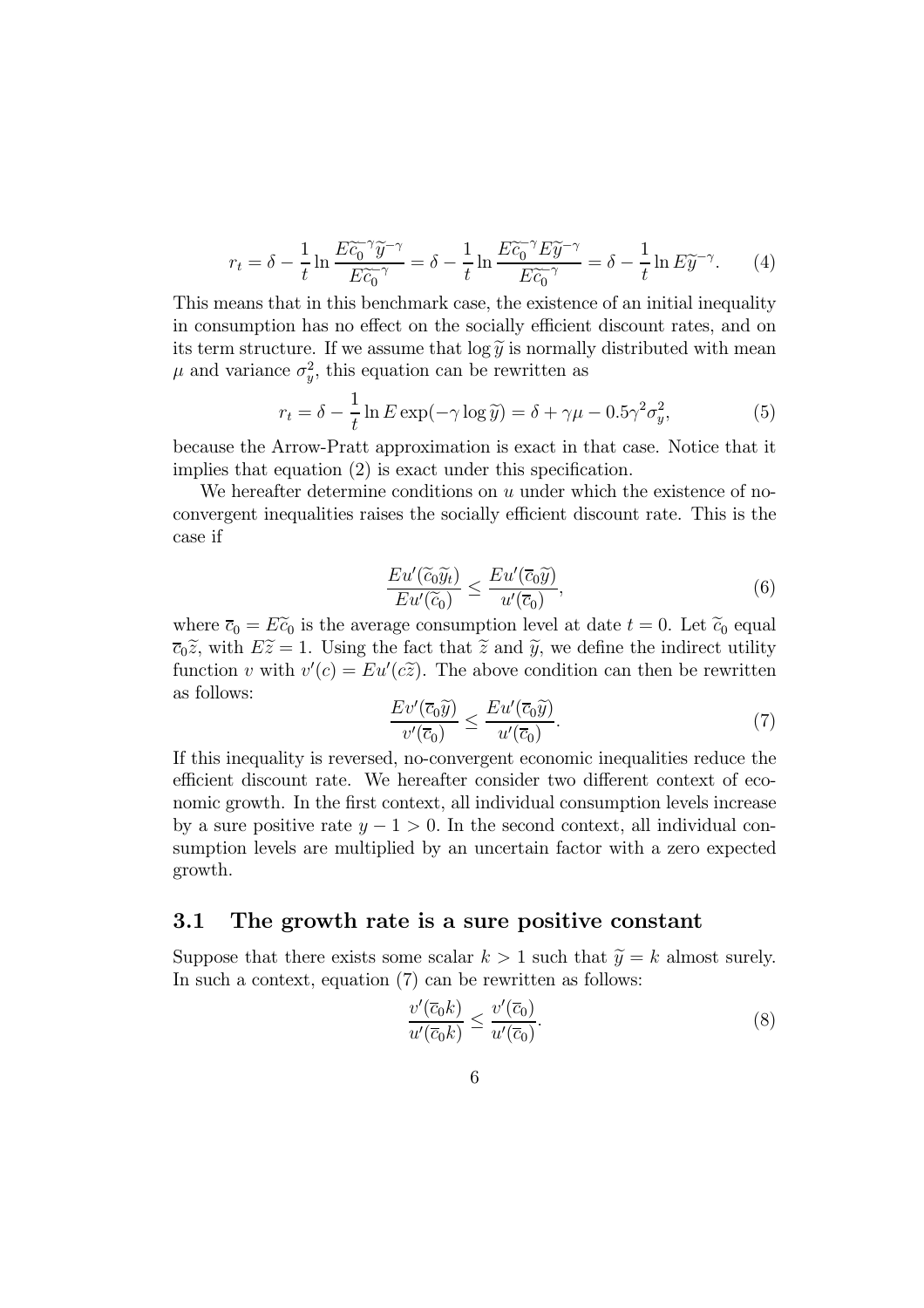$$r_t = \delta - \frac{1}{t} \ln \frac{E\widetilde{c}_0^{-\gamma} \widetilde{y}^{-\gamma}}{E\widetilde{c}_0^{-\gamma}} = \delta - \frac{1}{t} \ln \frac{E\widetilde{c}_0^{-\gamma} E\widetilde{y}^{-\gamma}}{E\widetilde{c}_0^{-\gamma}} = \delta - \frac{1}{t} \ln E\widetilde{y}^{-\gamma}. \quad (4)$$

This means that in this benchmark case, the existence of an initial inequality in consumption has no effect on the socially efficient discount rates, and on its term structure. If we assume that $\log \widetilde{y}$ is normally distributed with mean $\mu$ and variance $\sigma_y^2$, this equation can be rewritten as

$$r_t = \delta - \frac{1}{t} \ln E \exp(-\gamma \log \widetilde{y}) = \delta + \gamma\mu - 0.5\gamma^2\sigma_y^2, \quad (5)$$

because the Arrow-Pratt approximation is exact in that case. Notice that it implies that equation (2) is exact under this specification.

We hereafter determine conditions on $u$ under which the existence of no-convergent inequalities raises the socially efficient discount rate. This is the case if

$$\frac{Eu'(\widetilde{c}_0\widetilde{y}_t)}{Eu'(\widetilde{c}_0)} \leq \frac{Eu'(\overline{c}_0\widetilde{y})}{u'(\overline{c}_0)}, \quad (6)$$

where $\overline{c}_0 = E\widetilde{c}_0$ is the average consumption level at date $t = 0$. Let $\widetilde{c}_0$ equal $\overline{c}_0\widetilde{z}$, with $E\widetilde{z} = 1$. Using the fact that $\widetilde{z}$ and $\widetilde{y}$, we define the indirect utility function $v$ with $v'(c) = Eu'(c\widetilde{z})$. The above condition can then be rewritten as follows:

$$\frac{Ev'(\overline{c}_0\widetilde{y})}{v'(\overline{c}_0)} \leq \frac{Eu'(\overline{c}_0\widetilde{y})}{u'(\overline{c}_0)}. \quad (7)$$

If this inequality is reversed, no-convergent economic inequalities reduce the efficient discount rate. We hereafter consider two different context of economic growth. In the first context, all individual consumption levels increase by a sure positive rate $y - 1 > 0$. In the second context, all individual consumption levels are multiplied by an uncertain factor with a zero expected growth.

## 3.1 The growth rate is a sure positive constant

Suppose that there exists some scalar $k > 1$ such that $\widetilde{y} = k$ almost surely. In such a context, equation (7) can be rewritten as follows:

$$\frac{v'(\overline{c}_0 k)}{u'(\overline{c}_0 k)} \leq \frac{v'(\overline{c}_0)}{u'(\overline{c}_0)}. \quad (8)$$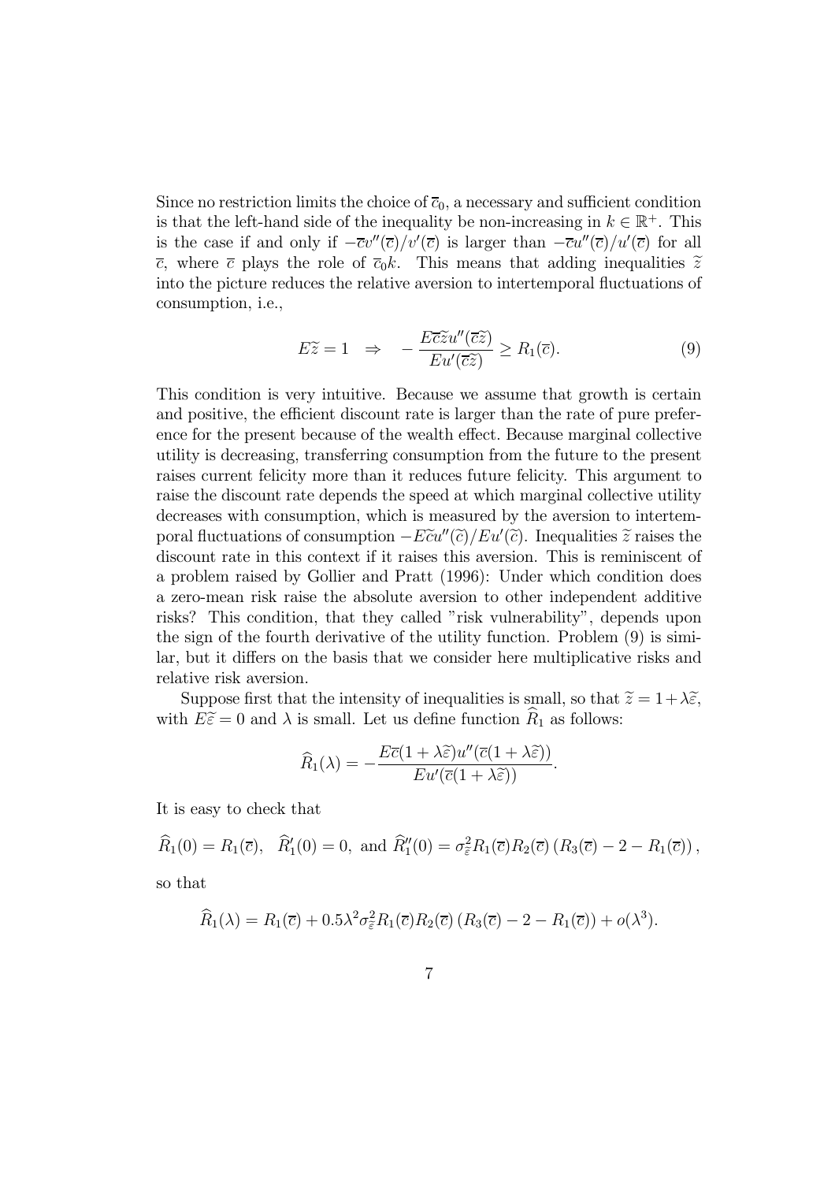Since no restriction limits the choice of $\overline{c}_0$, a necessary and sufficient condition is that the left-hand side of the inequality be non-increasing in $k \in \mathbb{R}^+$. This is the case if and only if $-\overline{c}v''(\overline{c})/v'(\overline{c})$ is larger than $-\overline{c}u''(\overline{c})/u'(\overline{c})$ for all $\overline{c}$, where $\overline{c}$ plays the role of $\overline{c}_0 k$. This means that adding inequalities $\widetilde{z}$ into the picture reduces the relative aversion to intertemporal fluctuations of consumption, i.e.,

$$E\widetilde{z} = 1 \quad \Rightarrow \quad -\frac{E\overline{c}\widetilde{z}u''(\overline{c}\widetilde{z})}{Eu'(\overline{c}\widetilde{z})} \geq R_1(\overline{c}). \tag{9}$$

This condition is very intuitive. Because we assume that growth is certain and positive, the efficient discount rate is larger than the rate of pure preference for the present because of the wealth effect. Because marginal collective utility is decreasing, transferring consumption from the future to the present raises current felicity more than it reduces future felicity. This argument to raise the discount rate depends the speed at which marginal collective utility decreases with consumption, which is measured by the aversion to intertemporal fluctuations of consumption $-E\widetilde{c}u''(\widetilde{c})/Eu'(\widetilde{c})$. Inequalities $\widetilde{z}$ raises the discount rate in this context if it raises this aversion. This is reminiscent of a problem raised by Gollier and Pratt (1996): Under which condition does a zero-mean risk raise the absolute aversion to other independent additive risks? This condition, that they called "risk vulnerability", depends upon the sign of the fourth derivative of the utility function. Problem (9) is similar, but it differs on the basis that we consider here multiplicative risks and relative risk aversion.

Suppose first that the intensity of inequalities is small, so that $\widetilde{z} = 1 + \lambda\widetilde{\varepsilon}$, with $E\widetilde{\varepsilon} = 0$ and $\lambda$ is small. Let us define function $\widehat{R}_1$ as follows:

$$\widehat{R}_1(\lambda) = -\frac{E\overline{c}(1+\lambda\widetilde{\varepsilon})u''(\overline{c}(1+\lambda\widetilde{\varepsilon}))}{Eu'(\overline{c}(1+\lambda\widetilde{\varepsilon}))}.$$

It is easy to check that

$$\widehat{R}_1(0) = R_1(\overline{c}), \quad \widehat{R}_1'(0) = 0, \text{ and } \widehat{R}_1''(0) = \sigma_{\widetilde{\varepsilon}}^2 R_1(\overline{c})R_2(\overline{c})\left(R_3(\overline{c}) - 2 - R_1(\overline{c})\right),$$

so that

$$\widehat{R}_1(\lambda) = R_1(\overline{c}) + 0.5\lambda^2\sigma_{\widetilde{\varepsilon}}^2 R_1(\overline{c})R_2(\overline{c})\left(R_3(\overline{c}) - 2 - R_1(\overline{c})\right) + o(\lambda^3).$$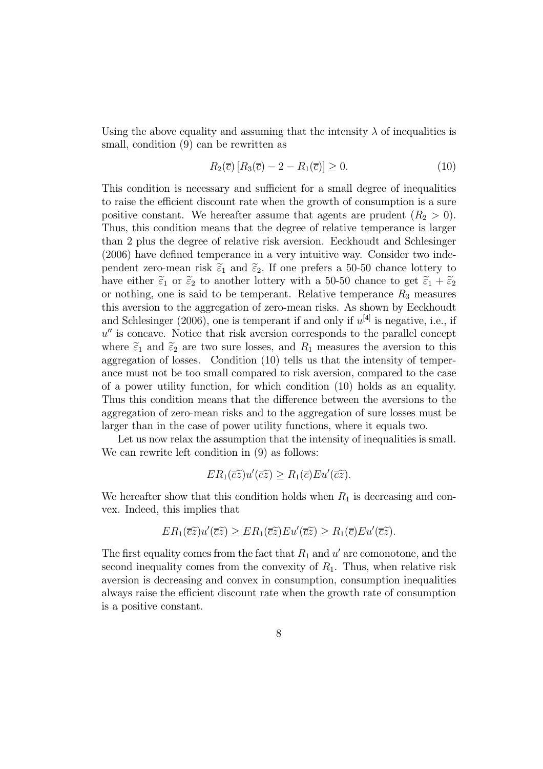Using the above equality and assuming that the intensity $\lambda$ of inequalities is small, condition (9) can be rewritten as

$$R_2(\overline{c})\left[R_3(\overline{c}) - 2 - R_1(\overline{c})\right] \geq 0. \tag{10}$$

This condition is necessary and sufficient for a small degree of inequalities to raise the efficient discount rate when the growth of consumption is a sure positive constant. We hereafter assume that agents are prudent ($R_2 > 0$). Thus, this condition means that the degree of relative temperance is larger than 2 plus the degree of relative risk aversion. Eeckhoudt and Schlesinger (2006) have defined temperance in a very intuitive way. Consider two independent zero-mean risk $\widetilde{\varepsilon}_1$ and $\widetilde{\varepsilon}_2$. If one prefers a 50-50 chance lottery to have either $\widetilde{\varepsilon}_1$ or $\widetilde{\varepsilon}_2$ to another lottery with a 50-50 chance to get $\widetilde{\varepsilon}_1 + \widetilde{\varepsilon}_2$ or nothing, one is said to be temperant. Relative temperance $R_3$ measures this aversion to the aggregation of zero-mean risks. As shown by Eeckhoudt and Schlesinger (2006), one is temperant if and only if $u^{[4]}$ is negative, i.e., if $u''$ is concave. Notice that risk aversion corresponds to the parallel concept where $\widetilde{\varepsilon}_1$ and $\widetilde{\varepsilon}_2$ are two sure losses, and $R_1$ measures the aversion to this aggregation of losses. Condition (10) tells us that the intensity of temperance must not be too small compared to risk aversion, compared to the case of a power utility function, for which condition (10) holds as an equality. Thus this condition means that the difference between the aversions to the aggregation of zero-mean risks and to the aggregation of sure losses must be larger than in the case of power utility functions, where it equals two.

Let us now relax the assumption that the intensity of inequalities is small. We can rewrite left condition in (9) as follows:

$$ER_1(\overline{c}\widetilde{z})u'(\overline{c}\widetilde{z}) \geq R_1(\overline{c})Eu'(\overline{c}\widetilde{z}).$$

We hereafter show that this condition holds when $R_1$ is decreasing and convex. Indeed, this implies that

$$ER_1(\overline{c}\widetilde{z})u'(\overline{c}\widetilde{z}) \geq ER_1(\overline{c}\widetilde{z})Eu'(\overline{c}\widetilde{z}) \geq R_1(\overline{c})Eu'(\overline{c}\widetilde{z}).$$

The first equality comes from the fact that $R_1$ and $u'$ are comonotone, and the second inequality comes from the convexity of $R_1$. Thus, when relative risk aversion is decreasing and convex in consumption, consumption inequalities always raise the efficient discount rate when the growth rate of consumption is a positive constant.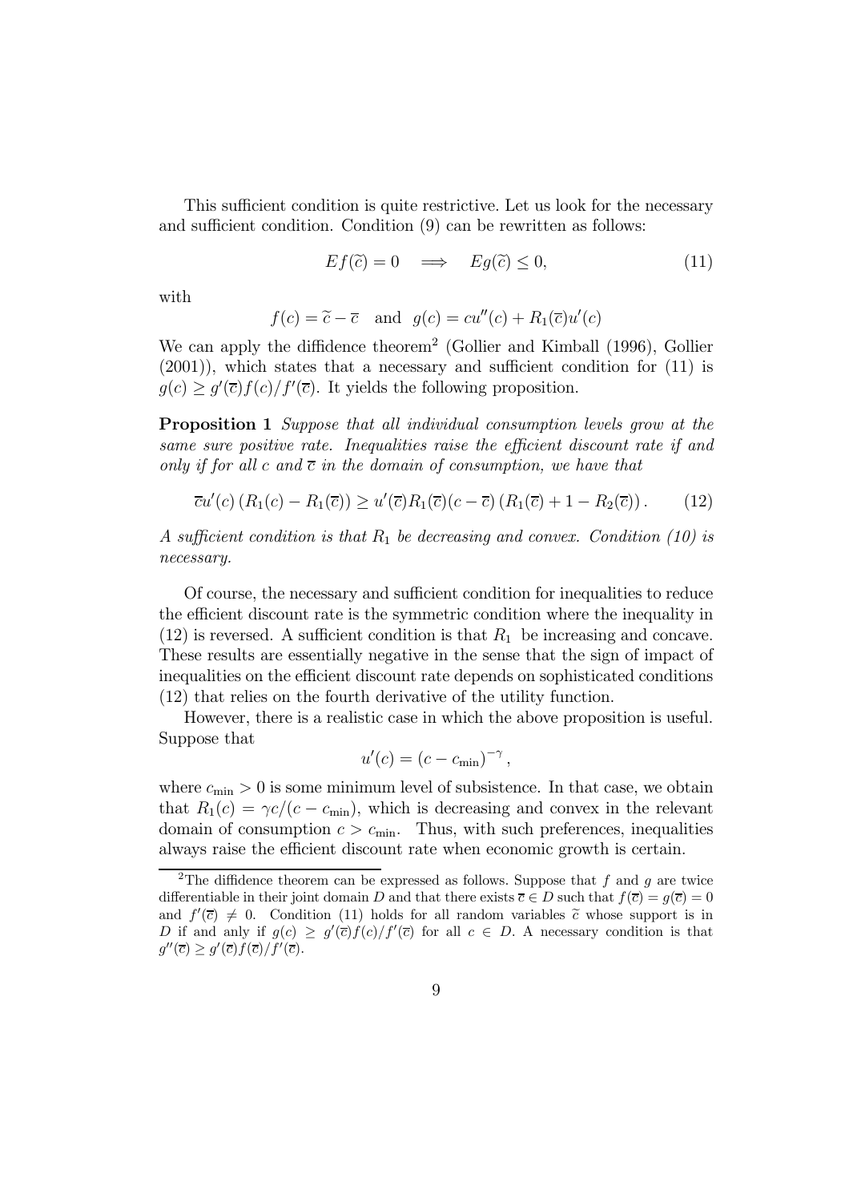This sufficient condition is quite restrictive. Let us look for the necessary and sufficient condition. Condition (9) can be rewritten as follows:

$$Ef(\widetilde{c}) = 0 \quad \Longrightarrow \quad Eg(\widetilde{c}) \leq 0, \tag{11}$$

with

$$f(c) = \widetilde{c} - \overline{c} \quad \text{and} \quad g(c) = cu''(c) + R_1(\overline{c})u'(c)$$

We can apply the diffidence theorem[2] (Gollier and Kimball (1996), Gollier (2001)), which states that a necessary and sufficient condition for (11) is $g(c) \geq g'(\overline{c})f(c)/f'(\overline{c})$. It yields the following proposition.

**Proposition 1** *Suppose that all individual consumption levels grow at the same sure positive rate. Inequalities raise the efficient discount rate if and only if for all $c$ and $\overline{c}$ in the domain of consumption, we have that*

$$\overline{c}u'(c)\left(R_1(c) - R_1(\overline{c})\right) \geq u'(\overline{c})R_1(\overline{c})(c - \overline{c})\left(R_1(\overline{c}) + 1 - R_2(\overline{c})\right). \tag{12}$$

*A sufficient condition is that $R_1$ be decreasing and convex. Condition (10) is necessary.*

Of course, the necessary and sufficient condition for inequalities to reduce the efficient discount rate is the symmetric condition where the inequality in (12) is reversed. A sufficient condition is that $R_1$ be increasing and concave. These results are essentially negative in the sense that the sign of impact of inequalities on the efficient discount rate depends on sophisticated conditions (12) that relies on the fourth derivative of the utility function.

However, there is a realistic case in which the above proposition is useful. Suppose that

$$u'(c) = \left(c - c_{\min}\right)^{-\gamma},$$

where $c_{\min} > 0$ is some minimum level of subsistence. In that case, we obtain that $R_1(c) = \gamma c/(c - c_{\min})$, which is decreasing and convex in the relevant domain of consumption $c > c_{\min}$. Thus, with such preferences, inequalities always raise the efficient discount rate when economic growth is certain.

[2] The diffidence theorem can be expressed as follows. Suppose that $f$ and $g$ are twice differentiable in their joint domain $D$ and that there exists $\overline{c} \in D$ such that $f(\overline{c}) = g(\overline{c}) = 0$ and $f'(\overline{c}) \neq 0$. Condition (11) holds for all random variables $\widetilde{c}$ whose support is in $D$ if and only if $g(c) \geq g'(\overline{c})f(c)/f'(\overline{c})$ for all $c \in D$. A necessary condition is that $g''(\overline{c}) \geq g'(\overline{c})f(\overline{c})/f'(\overline{c})$.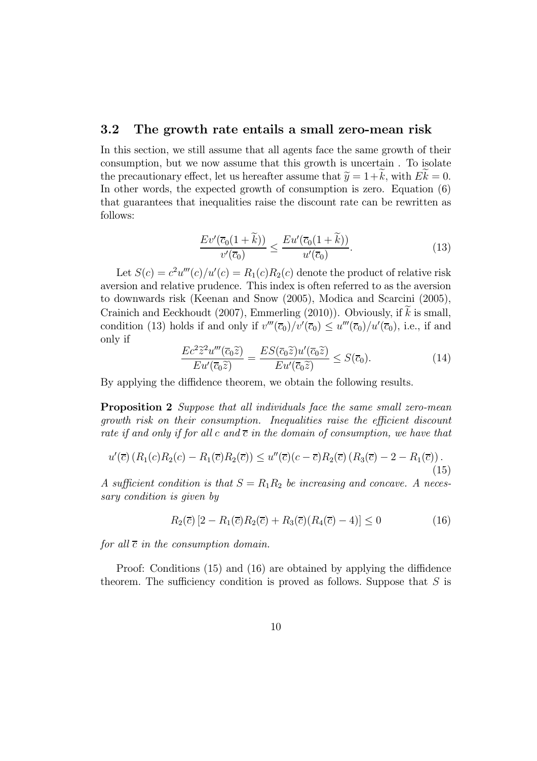### 3.2 The growth rate entails a small zero-mean risk

In this section, we still assume that all agents face the same growth of their consumption, but we now assume that this growth is uncertain . To isolate the precautionary effect, let us hereafter assume that $\widetilde{y} = 1+\widetilde{k}$, with $E\widetilde{k} = 0$. In other words, the expected growth of consumption is zero. Equation (6) that guarantees that inequalities raise the discount rate can be rewritten as follows:

$$\frac{Ev'(\overline{c}_0(1+\widetilde{k}))}{v'(\overline{c}_0)} \leq \frac{Eu'(\overline{c}_0(1+\widetilde{k}))}{u'(\overline{c}_0)}. \tag{13}$$

Let $S(c) = c^2u'''(c)/u'(c) = R_1(c)R_2(c)$ denote the product of relative risk aversion and relative prudence. This index is often referred to as the aversion to downwards risk (Keenan and Snow (2005), Modica and Scarcini (2005), Crainich and Eeckhoudt (2007), Emmerling (2010)). Obviously, if $\widetilde{k}$ is small, condition (13) holds if and only if $v'''(\overline{c}_0)/v'(\overline{c}_0) \leq u'''(\overline{c}_0)/u'(\overline{c}_0)$, i.e., if and only if

$$\frac{Ec^2\widetilde{z}^2u'''(\overline{c}_0\widetilde{z})}{Eu'(\overline{c}_0\widetilde{z})} = \frac{ES(\overline{c}_0\widetilde{z})u'(\overline{c}_0\widetilde{z})}{Eu'(\overline{c}_0\widetilde{z})} \leq S(\overline{c}_0). \tag{14}$$

By applying the diffidence theorem, we obtain the following results.

**Proposition 2** *Suppose that all individuals face the same small zero-mean growth risk on their consumption. Inequalities raise the efficient discount rate if and only if for all $c$ and $\overline{c}$ in the domain of consumption, we have that*

$$u'(\overline{c})\left(R_1(c)R_2(c) - R_1(\overline{c})R_2(\overline{c})\right) \leq u''(\overline{c})(c-\overline{c})R_2(\overline{c})\left(R_3(\overline{c}) - 2 - R_1(\overline{c})\right). \tag{15}$$

*A sufficient condition is that $S = R_1R_2$ be increasing and concave. A necessary condition is given by*

$$R_2(\overline{c})\left[2 - R_1(\overline{c})R_2(\overline{c}) + R_3(\overline{c})(R_4(\overline{c}) - 4)\right] \leq 0 \tag{16}$$

*for all $\overline{c}$ in the consumption domain.*

Proof: Conditions (15) and (16) are obtained by applying the diffidence theorem. The sufficiency condition is proved as follows. Suppose that $S$ is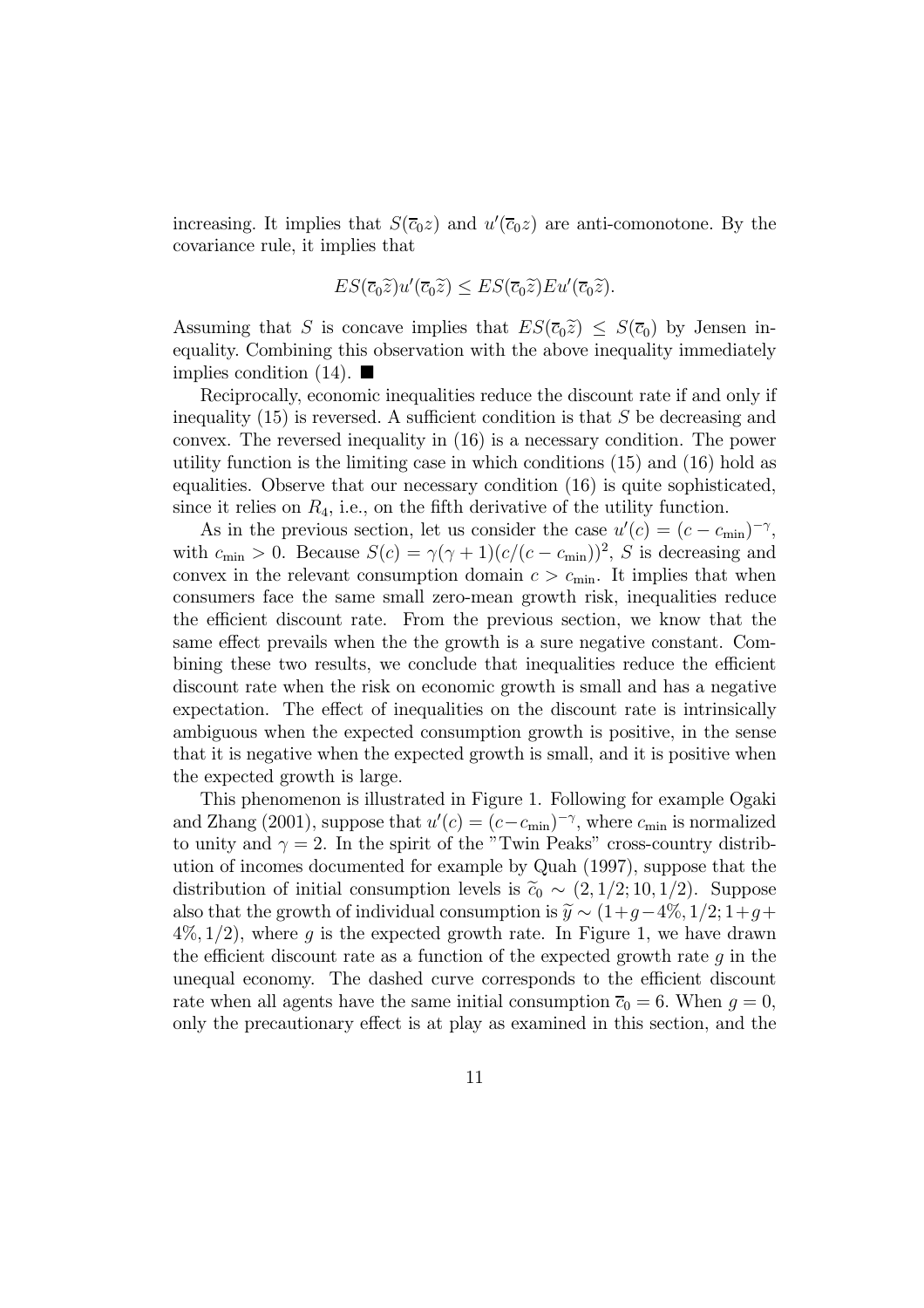increasing. It implies that $S(\overline{c}_0 z)$ and $u'(\overline{c}_0 z)$ are anti-comonotone. By the covariance rule, it implies that

$$ES(\overline{c}_0\widetilde{z})u'(\overline{c}_0\widetilde{z}) \leq ES(\overline{c}_0\widetilde{z})Eu'(\overline{c}_0\widetilde{z}).$$

Assuming that $S$ is concave implies that $ES(\overline{c}_0\widetilde{z}) \leq S(\overline{c}_0)$ by Jensen inequality. Combining this observation with the above inequality immediately implies condition (14). ■

Reciprocally, economic inequalities reduce the discount rate if and only if inequality (15) is reversed. A sufficient condition is that $S$ be decreasing and convex. The reversed inequality in (16) is a necessary condition. The power utility function is the limiting case in which conditions (15) and (16) hold as equalities. Observe that our necessary condition (16) is quite sophisticated, since it relies on $R_4$, i.e., on the fifth derivative of the utility function.

As in the previous section, let us consider the case $u'(c) = (c - c_{\min})^{-\gamma}$, with $c_{\min} > 0$. Because $S(c) = \gamma(\gamma+1)(c/(c-c_{\min}))^2$, $S$ is decreasing and convex in the relevant consumption domain $c > c_{\min}$. It implies that when consumers face the same small zero-mean growth risk, inequalities reduce the efficient discount rate. From the previous section, we know that the same effect prevails when the the growth is a sure negative constant. Combining these two results, we conclude that inequalities reduce the efficient discount rate when the risk on economic growth is small and has a negative expectation. The effect of inequalities on the discount rate is intrinsically ambiguous when the expected consumption growth is positive, in the sense that it is negative when the expected growth is small, and it is positive when the expected growth is large.

This phenomenon is illustrated in Figure 1. Following for example Ogaki and Zhang (2001), suppose that $u'(c) = (c - c_{\min})^{-\gamma}$, where $c_{\min}$ is normalized to unity and $\gamma = 2$. In the spirit of the "Twin Peaks" cross-country distribution of incomes documented for example by Quah (1997), suppose that the distribution of initial consumption levels is $\widetilde{c}_0 \sim (2, 1/2; 10, 1/2)$. Suppose also that the growth of individual consumption is $\widetilde{y} \sim (1+g-4\%, 1/2; 1+g+4\%, 1/2)$, where $g$ is the expected growth rate. In Figure 1, we have drawn the efficient discount rate as a function of the expected growth rate $g$ in the unequal economy. The dashed curve corresponds to the efficient discount rate when all agents have the same initial consumption $\overline{c}_0 = 6$. When $g = 0$, only the precautionary effect is at play as examined in this section, and the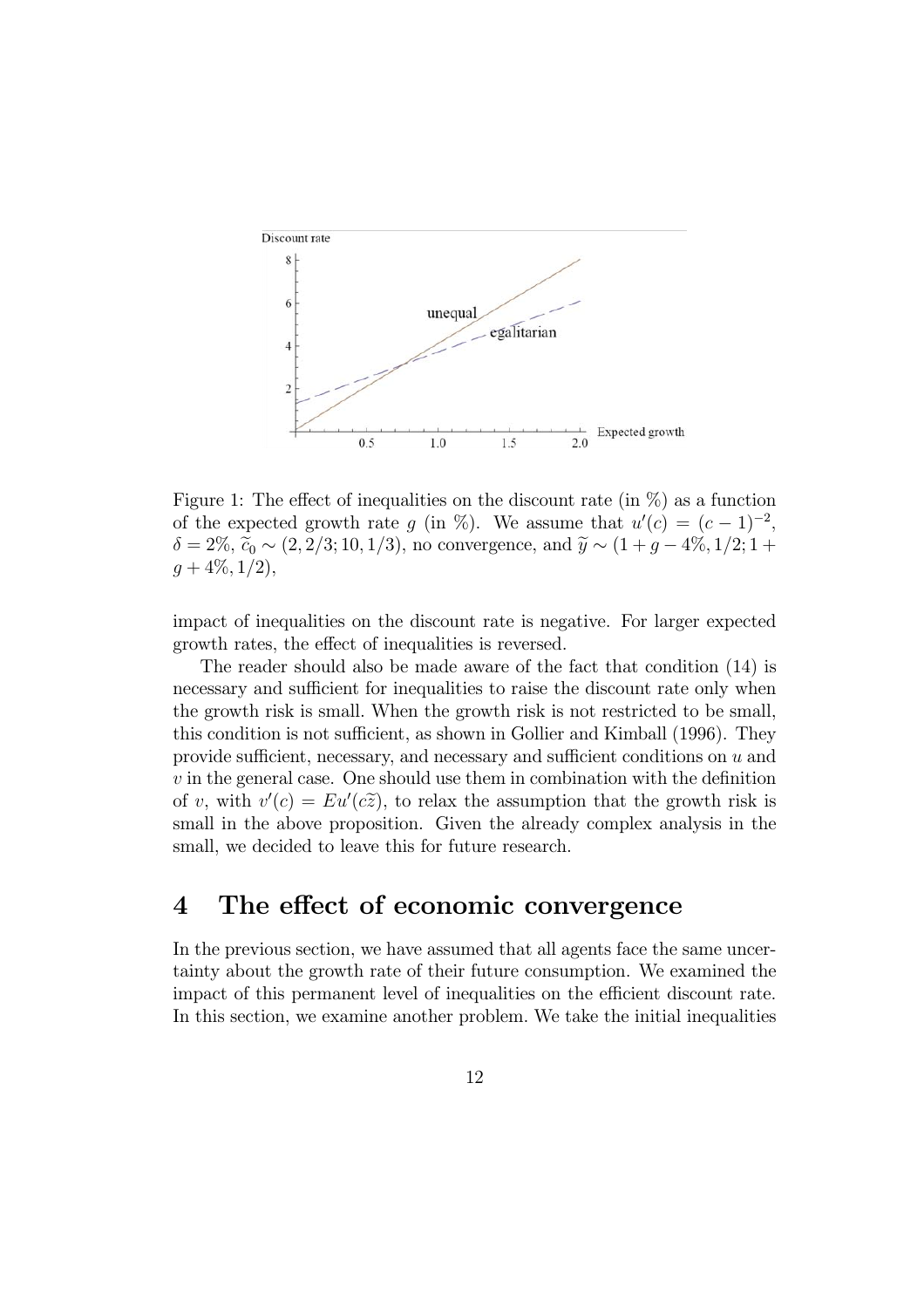Figure 1: The effect of inequalities on the discount rate (in %) as a function of the expected growth rate $g$ (in %). We assume that $u'(c) = (c-1)^{-2}$, $\delta = 2\%$, $\widetilde{c}_0 \sim (2, 2/3; 10, 1/3)$, no convergence, and $\widetilde{y} \sim (1+g-4\%, 1/2; 1+g+4\%, 1/2)$,

impact of inequalities on the discount rate is negative. For larger expected growth rates, the effect of inequalities is reversed.

The reader should also be made aware of the fact that condition (14) is necessary and sufficient for inequalities to raise the discount rate only when the growth risk is small. When the growth risk is not restricted to be small, this condition is not sufficient, as shown in Gollier and Kimball (1996). They provide sufficient, necessary, and necessary and sufficient conditions on $u$ and $v$ in the general case. One should use them in combination with the definition of $v$, with $v'(c) = Eu'(c\widetilde{z})$, to relax the assumption that the growth risk is small in the above proposition. Given the already complex analysis in the small, we decided to leave this for future research.

# 4 The effect of economic convergence

In the previous section, we have assumed that all agents face the same uncertainty about the growth rate of their future consumption. We examined the impact of this permanent level of inequalities on the efficient discount rate. In this section, we examine another problem. We take the initial inequalities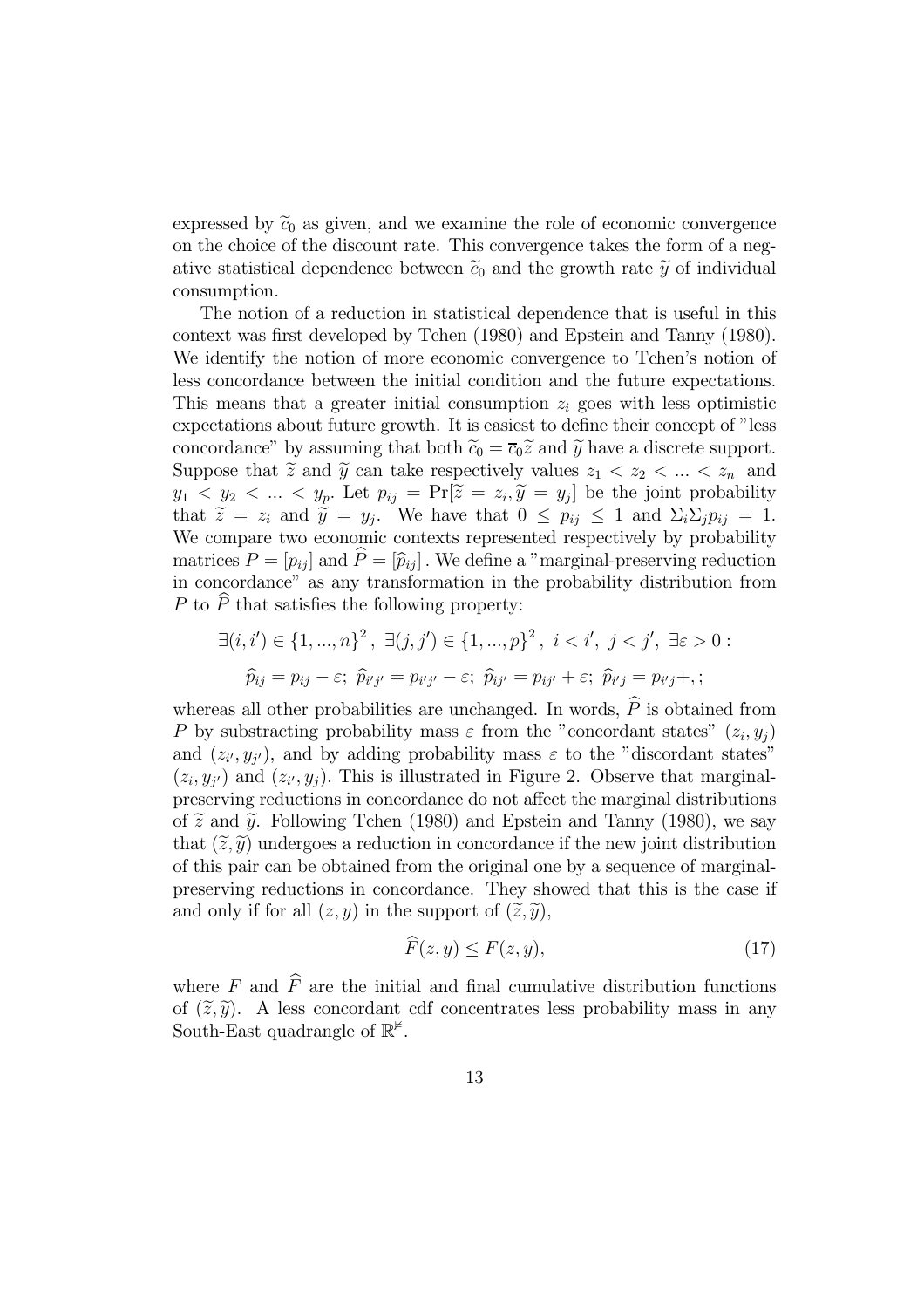expressed by $\widetilde{c}_0$ as given, and we examine the role of economic convergence on the choice of the discount rate. This convergence takes the form of a negative statistical dependence between $\widetilde{c}_0$ and the growth rate $\widetilde{y}$ of individual consumption.

The notion of a reduction in statistical dependence that is useful in this context was first developed by Tchen (1980) and Epstein and Tanny (1980). We identify the notion of more economic convergence to Tchen's notion of less concordance between the initial condition and the future expectations. This means that a greater initial consumption $z_i$ goes with less optimistic expectations about future growth. It is easiest to define their concept of "less concordance" by assuming that both $\widetilde{c}_0 = \overline{c}_0 \widetilde{z}$ and $\widetilde{y}$ have a discrete support. Suppose that $\widetilde{z}$ and $\widetilde{y}$ can take respectively values $z_1 < z_2 < ... < z_n$ and $y_1 < y_2 < ... < y_p$. Let $p_{ij} = \Pr[\widetilde{z} = z_i, \widetilde{y} = y_j]$ be the joint probability that $\widetilde{z} = z_i$ and $\widetilde{y} = y_j$. We have that $0 \leq p_{ij} \leq 1$ and $\Sigma_i \Sigma_j p_{ij} = 1$. We compare two economic contexts represented respectively by probability matrices $P = [p_{ij}]$ and $\widehat{P} = [\widehat{p}_{ij}]$. We define a "marginal-preserving reduction in concordance" as any transformation in the probability distribution from $P$ to $\widehat{P}$ that satisfies the following property:

$$\exists (i, i') \in \{1, ..., n\}^2, \ \exists (j, j') \in \{1, ..., p\}^2, \ i < i', \ j < j', \ \exists \varepsilon > 0 :$$

$$\widehat{p}_{ij} = p_{ij} - \varepsilon; \ \widehat{p}_{i'j'} = p_{i'j'} - \varepsilon; \ \widehat{p}_{ij'} = p_{ij'} + \varepsilon; \ \widehat{p}_{i'j} = p_{i'j} +, ;$$

whereas all other probabilities are unchanged. In words, $\widehat{P}$ is obtained from $P$ by substracting probability mass $\varepsilon$ from the "concordant states" $(z_i, y_j)$ and $(z_{i'}, y_{j'})$, and by adding probability mass $\varepsilon$ to the "discordant states" $(z_i, y_{j'})$ and $(z_{i'}, y_j)$. This is illustrated in Figure 2. Observe that marginal-preserving reductions in concordance do not affect the marginal distributions of $\widetilde{z}$ and $\widetilde{y}$. Following Tchen (1980) and Epstein and Tanny (1980), we say that $(\widetilde{z}, \widetilde{y})$ undergoes a reduction in concordance if the new joint distribution of this pair can be obtained from the original one by a sequence of marginal-preserving reductions in concordance. They showed that this is the case if and only if for all $(z, y)$ in the support of $(\widetilde{z}, \widetilde{y})$,

$$\widehat{F}(z, y) \leq F(z, y), \tag{17}$$

where $F$ and $\widehat{F}$ are the initial and final cumulative distribution functions of $(\widetilde{z}, \widetilde{y})$. A less concordant cdf concentrates less probability mass in any South-East quadrangle of $\mathbb{R}^{\not{\vDash}}$.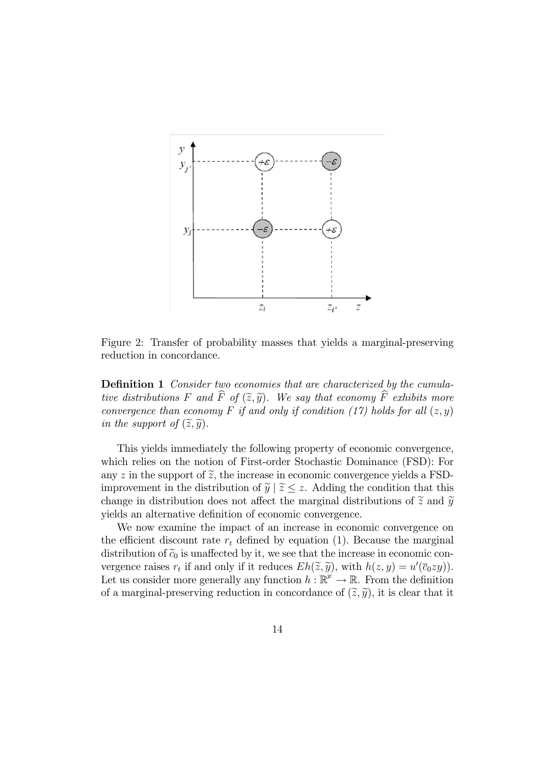Figure 2: Transfer of probability masses that yields a marginal-preserving reduction in concordance.

**Definition 1** *Consider two economies that are characterized by the cumulative distributions $F$ and $\widehat{F}$ of $(\widetilde{z}, \widetilde{y})$. We say that economy $\widehat{F}$ exhibits more convergence than economy $F$ if and only if condition (17) holds for all $(z, y)$ in the support of $(\widetilde{z}, \widetilde{y})$.*

This yields immediately the following property of economic convergence, which relies on the notion of First-order Stochastic Dominance (FSD): For any $z$ in the support of $\widetilde{z}$, the increase in economic convergence yields a FSD-improvement in the distribution of $\widetilde{y} \mid \widetilde{z} \leq z$. Adding the condition that this change in distribution does not affect the marginal distributions of $\widetilde{z}$ and $\widetilde{y}$ yields an alternative definition of economic convergence.

We now examine the impact of an increase in economic convergence on the efficient discount rate $r_t$ defined by equation (1). Because the marginal distribution of $\widetilde{c}_0$ is unaffected by it, we see that the increase in economic convergence raises $r_t$ if and only if it reduces $Eh(\widetilde{z}, \widetilde{y})$, with $h(z, y) = u'(\overline{c}_0 zy))$. Let us consider more generally any function $h : \mathbb{R}^{\not{z}} \rightarrow \mathbb{R}$. From the definition of a marginal-preserving reduction in concordance of $(\widetilde{z}, \widetilde{y})$, it is clear that it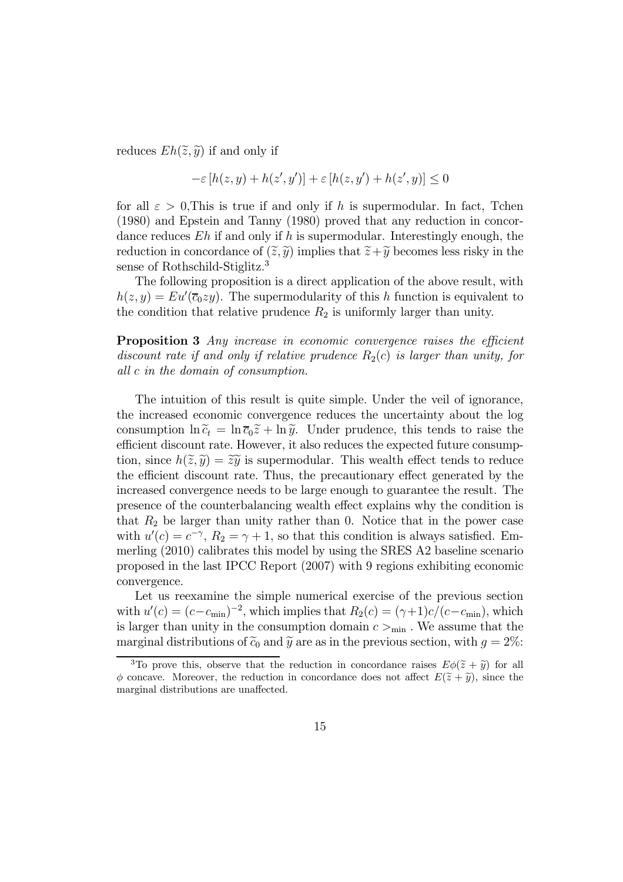reduces $Eh(\widetilde{z},\widetilde{y})$ if and only if

$$-\varepsilon\left[h(z,y)+h(z',y')\right]+\varepsilon\left[h(z,y')+h(z',y)\right]\leq 0$$

for all $\varepsilon > 0$,This is true if and only if $h$ is supermodular. In fact, Tchen (1980) and Epstein and Tanny (1980) proved that any reduction in concordance reduces $Eh$ if and only if $h$ is supermodular. Interestingly enough, the reduction in concordance of $(\widetilde{z},\widetilde{y})$ implies that $\widetilde{z}+\widetilde{y}$ becomes less risky in the sense of Rothschild-Stiglitz.[3]

The following proposition is a direct application of the above result, with $h(z,y)=Eu'(\overline{c}_0 zy)$. The supermodularity of this $h$ function is equivalent to the condition that relative prudence $R_2$ is uniformly larger than unity.

**Proposition 3** *Any increase in economic convergence raises the efficient discount rate if and only if relative prudence $R_2(c)$ is larger than unity, for all $c$ in the domain of consumption.*

The intuition of this result is quite simple. Under the veil of ignorance, the increased economic convergence reduces the uncertainty about the log consumption $\ln\widetilde{c}_t=\ln\overline{c}_0\widetilde{z}+\ln\widetilde{y}$. Under prudence, this tends to raise the efficient discount rate. However, it also reduces the expected future consumption, since $h(\widetilde{z},\widetilde{y})=\widetilde{z}\widetilde{y}$ is supermodular. This wealth effect tends to reduce the efficient discount rate. Thus, the precautionary effect generated by the increased convergence needs to be large enough to guarantee the result. The presence of the counterbalancing wealth effect explains why the condition is that $R_2$ be larger than unity rather than 0. Notice that in the power case with $u'(c)=c^{-\gamma}$, $R_2=\gamma+1$, so that this condition is always satisfied. Emmerling (2010) calibrates this model by using the SRES A2 baseline scenario proposed in the last IPCC Report (2007) with 9 regions exhibiting economic convergence.

Let us reexamine the simple numerical exercise of the previous section with $u'(c)=(c-c_{\min})^{-2}$, which implies that $R_2(c)=(\gamma+1)c/(c-c_{\min})$, which is larger than unity in the consumption domain $c>_{\min}$. We assume that the marginal distributions of $\widetilde{c}_0$ and $\widetilde{y}$ are as in the previous section, with $g=2\%$:

[3] To prove this, observe that the reduction in concordance raises $E\phi(\widetilde{z}+\widetilde{y})$ for all $\phi$ concave. Moreover, the reduction in concordance does not affect $E(\widetilde{z}+\widetilde{y})$, since the marginal distributions are unaffected.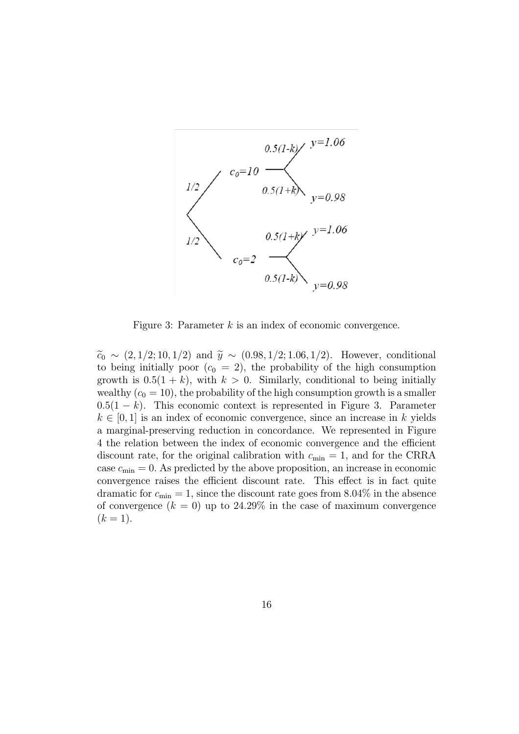Figure 3: Parameter $k$ is an index of economic convergence.

$\widetilde{c}_0 \sim (2, 1/2; 10, 1/2)$ and $\widetilde{y} \sim (0.98, 1/2; 1.06, 1/2)$. However, conditional to being initially poor ($c_0 = 2$), the probability of the high consumption growth is $0.5(1 + k)$, with $k > 0$. Similarly, conditional to being initially wealthy ($c_0 = 10$), the probability of the high consumption growth is a smaller $0.5(1 - k)$. This economic context is represented in Figure 3. Parameter $k \in [0, 1]$ is an index of economic convergence, since an increase in $k$ yields a marginal-preserving reduction in concordance. We represented in Figure 4 the relation between the index of economic convergence and the efficient discount rate, for the original calibration with $c_{\min} = 1$, and for the CRRA case $c_{\min} = 0$. As predicted by the above proposition, an increase in economic convergence raises the efficient discount rate. This effect is in fact quite dramatic for $c_{\min} = 1$, since the discount rate goes from 8.04% in the absence of convergence ($k = 0$) up to 24.29% in the case of maximum convergence ($k = 1$).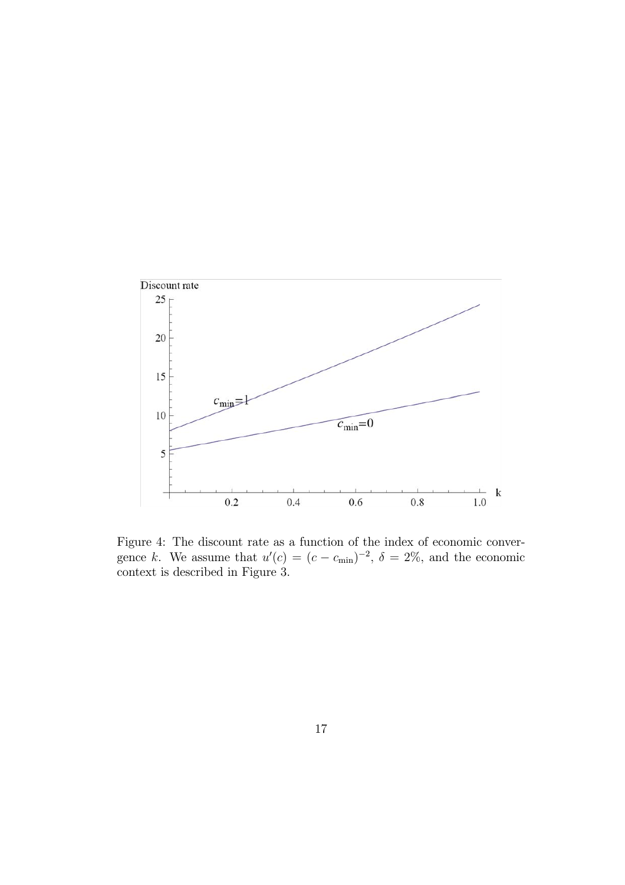Figure 4: The discount rate as a function of the index of economic convergence $k$. We assume that $u'(c) = (c - c_{\min})^{-2}$, $\delta = 2\%$, and the economic context is described in Figure 3.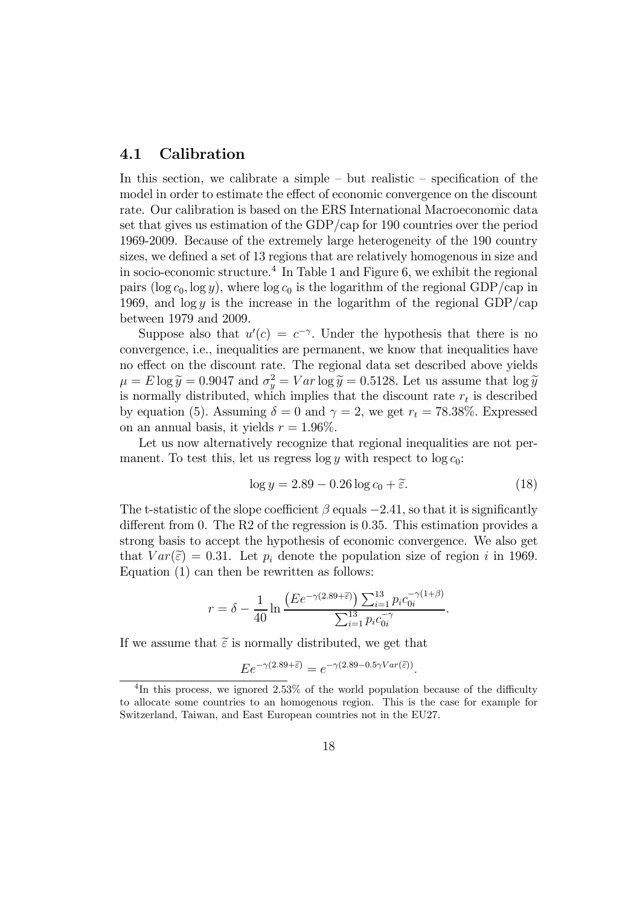### 4.1 Calibration

In this section, we calibrate a simple – but realistic – specification of the model in order to estimate the effect of economic convergence on the discount rate. Our calibration is based on the ERS International Macroeconomic data set that gives us estimation of the GDP/cap for 190 countries over the period 1969-2009. Because of the extremely large heterogeneity of the 190 country sizes, we defined a set of 13 regions that are relatively homogenous in size and in socio-economic structure.[4] In Table 1 and Figure 6, we exhibit the regional pairs $(\log c_0, \log y)$, where $\log c_0$ is the logarithm of the regional GDP/cap in 1969, and $\log y$ is the increase in the logarithm of the regional GDP/cap between 1979 and 2009.

Suppose also that $u'(c) = c^{-\gamma}$. Under the hypothesis that there is no convergence, i.e., inequalities are permanent, we know that inequalities have no effect on the discount rate. The regional data set described above yields $\mu = E \log \widetilde{y} = 0.9047$ and $\sigma_y^2 = Var \log \widetilde{y} = 0.5128$. Let us assume that $\log \widetilde{y}$ is normally distributed, which implies that the discount rate $r_t$ is described by equation (5). Assuming $\delta = 0$ and $\gamma = 2$, we get $r_t = 78.38\%$. Expressed on an annual basis, it yields $r = 1.96\%$.

Let us now alternatively recognize that regional inequalities are not permanent. To test this, let us regress $\log y$ with respect to $\log c_0$:

$$\log y = 2.89 - 0.26 \log c_0 + \widetilde{\varepsilon}. \tag{18}$$

The t-statistic of the slope coefficient $\beta$ equals $-2.41$, so that it is significantly different from 0. The R2 of the regression is 0.35. This estimation provides a strong basis to accept the hypothesis of economic convergence. We also get that $Var(\widetilde{\varepsilon}) = 0.31$. Let $p_i$ denote the population size of region $i$ in 1969. Equation (1) can then be rewritten as follows:

$$r = \delta - \frac{1}{40} \ln \frac{\left(Ee^{-\gamma(2.89+\widetilde{\varepsilon})}\right) \sum_{i=1}^{13} p_i c_{0i}^{-\gamma(1+\beta)}}{\sum_{i=1}^{13} p_i c_{0i}^{-\gamma}}.$$

If we assume that $\widetilde{\varepsilon}$ is normally distributed, we get that

$$Ee^{-\gamma(2.89+\widetilde{\varepsilon})} = e^{-\gamma(2.89 - 0.5\gamma Var(\widetilde{\varepsilon}))}.$$

---

[4] In this process, we ignored 2.53% of the world population because of the difficulty to allocate some countries to an homogenous region. This is the case for example for Switzerland, Taiwan, and East European countries not in the EU27.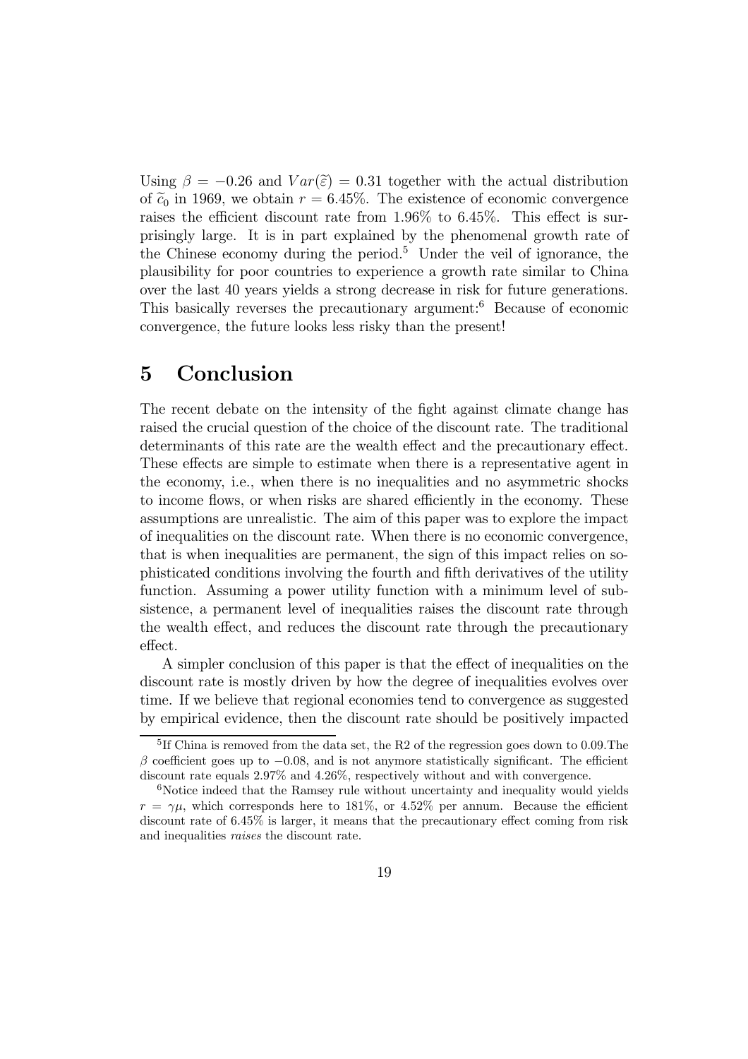Using $\beta = -0.26$ and $Var(\widetilde{\varepsilon}) = 0.31$ together with the actual distribution of $\widetilde{c}_0$ in 1969, we obtain $r = 6.45\%$. The existence of economic convergence raises the efficient discount rate from 1.96% to 6.45%. This effect is surprisingly large. It is in part explained by the phenomenal growth rate of the Chinese economy during the period.[5] Under the veil of ignorance, the plausibility for poor countries to experience a growth rate similar to China over the last 40 years yields a strong decrease in risk for future generations. This basically reverses the precautionary argument:[6] Because of economic convergence, the future looks less risky than the present!

# 5 Conclusion

The recent debate on the intensity of the fight against climate change has raised the crucial question of the choice of the discount rate. The traditional determinants of this rate are the wealth effect and the precautionary effect. These effects are simple to estimate when there is a representative agent in the economy, i.e., when there is no inequalities and no asymmetric shocks to income flows, or when risks are shared efficiently in the economy. These assumptions are unrealistic. The aim of this paper was to explore the impact of inequalities on the discount rate. When there is no economic convergence, that is when inequalities are permanent, the sign of this impact relies on sophisticated conditions involving the fourth and fifth derivatives of the utility function. Assuming a power utility function with a minimum level of subsistence, a permanent level of inequalities raises the discount rate through the wealth effect, and reduces the discount rate through the precautionary effect.

A simpler conclusion of this paper is that the effect of inequalities on the discount rate is mostly driven by how the degree of inequalities evolves over time. If we believe that regional economies tend to convergence as suggested by empirical evidence, then the discount rate should be positively impacted

---

[5] If China is removed from the data set, the R2 of the regression goes down to 0.09.The $\beta$ coefficient goes up to $-0.08$, and is not anymore statistically significant. The efficient discount rate equals 2.97% and 4.26%, respectively without and with convergence.

[6] Notice indeed that the Ramsey rule without uncertainty and inequality would yields $r = \gamma\mu$, which corresponds here to 181%, or 4.52% per annum. Because the efficient discount rate of 6.45% is larger, it means that the precautionary effect coming from risk and inequalities *raises* the discount rate.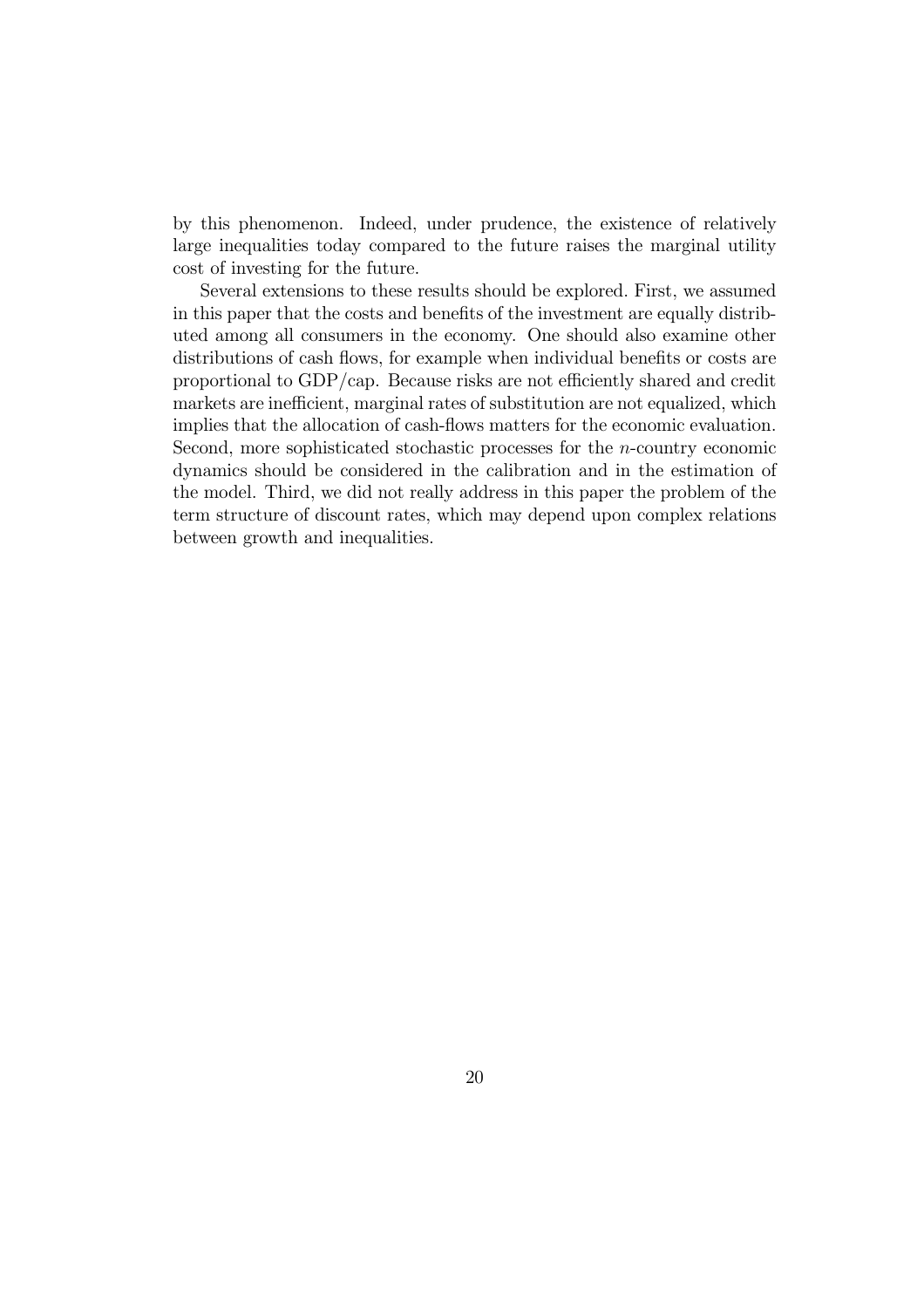by this phenomenon. Indeed, under prudence, the existence of relatively large inequalities today compared to the future raises the marginal utility cost of investing for the future.

Several extensions to these results should be explored. First, we assumed in this paper that the costs and benefits of the investment are equally distributed among all consumers in the economy. One should also examine other distributions of cash flows, for example when individual benefits or costs are proportional to GDP/cap. Because risks are not efficiently shared and credit markets are inefficient, marginal rates of substitution are not equalized, which implies that the allocation of cash-flows matters for the economic evaluation. Second, more sophisticated stochastic processes for the $n$-country economic dynamics should be considered in the calibration and in the estimation of the model. Third, we did not really address in this paper the problem of the term structure of discount rates, which may depend upon complex relations between growth and inequalities.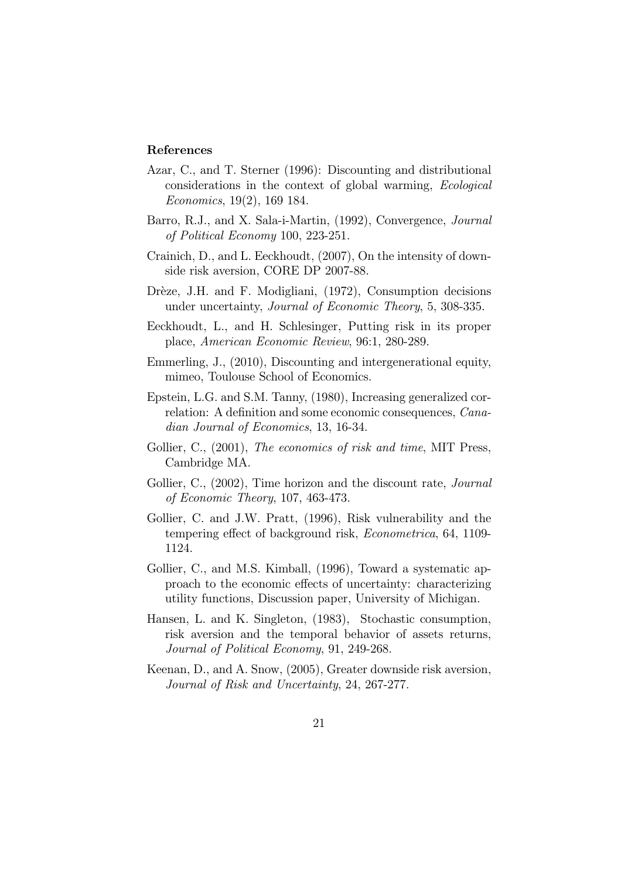### References

Azar, C., and T. Sterner (1996): Discounting and distributional considerations in the context of global warming, *Ecological Economics*, 19(2), 169 184.

Barro, R.J., and X. Sala-i-Martin, (1992), Convergence, *Journal of Political Economy* 100, 223-251.

Crainich, D., and L. Eeckhoudt, (2007), On the intensity of downside risk aversion, CORE DP 2007-88.

Drèze, J.H. and F. Modigliani, (1972), Consumption decisions under uncertainty, *Journal of Economic Theory*, 5, 308-335.

Eeckhoudt, L., and H. Schlesinger, Putting risk in its proper place, *American Economic Review*, 96:1, 280-289.

Emmerling, J., (2010), Discounting and intergenerational equity, mimeo, Toulouse School of Economics.

Epstein, L.G. and S.M. Tanny, (1980), Increasing generalized correlation: A definition and some economic consequences, *Canadian Journal of Economics*, 13, 16-34.

Gollier, C., (2001), *The economics of risk and time*, MIT Press, Cambridge MA.

Gollier, C., (2002), Time horizon and the discount rate, *Journal of Economic Theory*, 107, 463-473.

Gollier, C. and J.W. Pratt, (1996), Risk vulnerability and the tempering effect of background risk, *Econometrica*, 64, 1109-1124.

Gollier, C., and M.S. Kimball, (1996), Toward a systematic approach to the economic effects of uncertainty: characterizing utility functions, Discussion paper, University of Michigan.

Hansen, L. and K. Singleton, (1983), Stochastic consumption, risk aversion and the temporal behavior of assets returns, *Journal of Political Economy*, 91, 249-268.

Keenan, D., and A. Snow, (2005), Greater downside risk aversion, *Journal of Risk and Uncertainty*, 24, 267-277.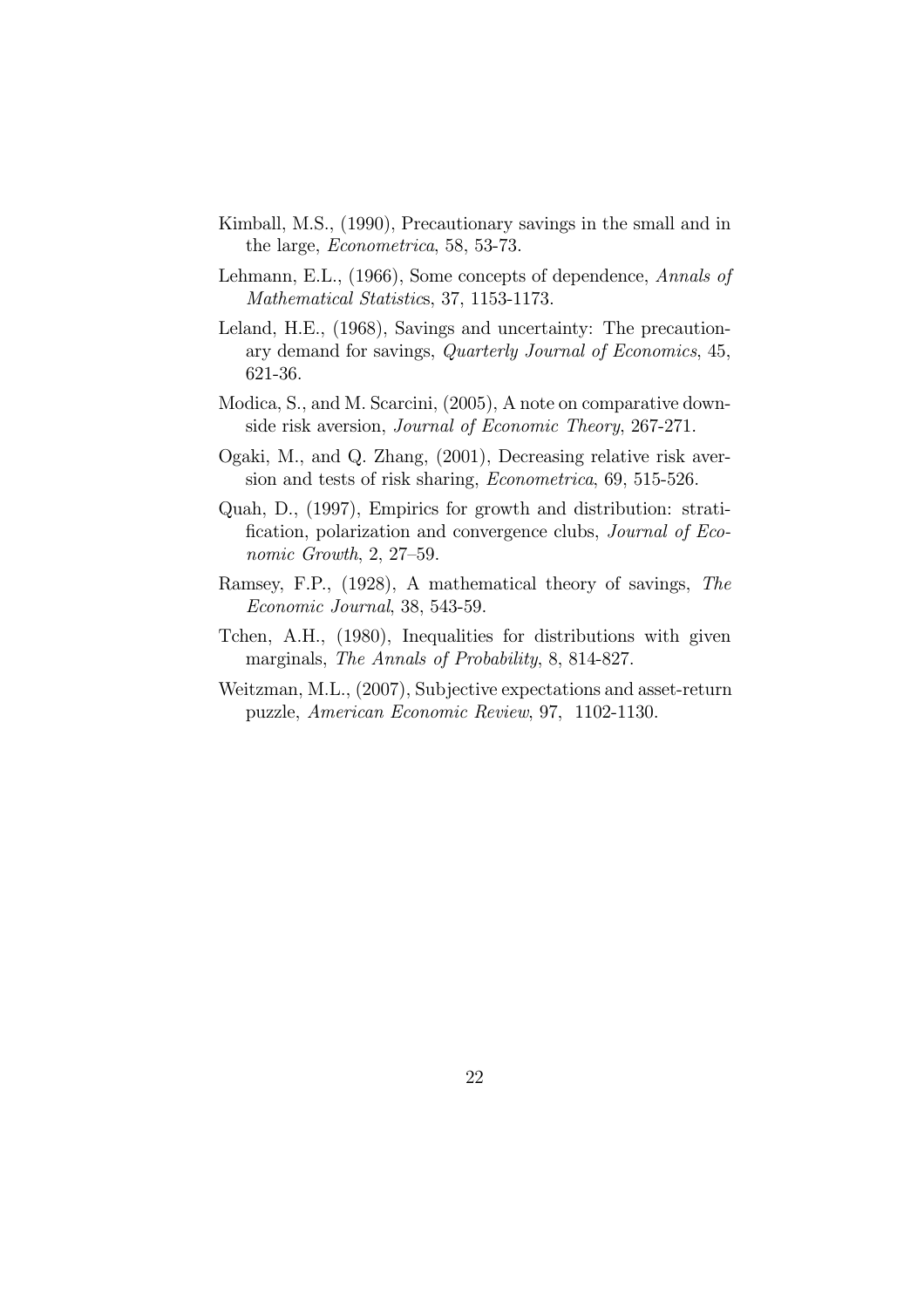Kimball, M.S., (1990), Precautionary savings in the small and in the large, *Econometrica*, 58, 53-73.

Lehmann, E.L., (1966), Some concepts of dependence, *Annals of Mathematical Statistic*s, 37, 1153-1173.

Leland, H.E., (1968), Savings and uncertainty: The precautionary demand for savings, *Quarterly Journal of Economics*, 45, 621-36.

Modica, S., and M. Scarcini, (2005), A note on comparative downside risk aversion, *Journal of Economic Theory*, 267-271.

Ogaki, M., and Q. Zhang, (2001), Decreasing relative risk aversion and tests of risk sharing, *Econometrica*, 69, 515-526.

Quah, D., (1997), Empirics for growth and distribution: stratification, polarization and convergence clubs, *Journal of Economic Growth*, 2, 27–59.

Ramsey, F.P., (1928), A mathematical theory of savings, *The Economic Journal*, 38, 543-59.

Tchen, A.H., (1980), Inequalities for distributions with given marginals, *The Annals of Probability*, 8, 814-827.

Weitzman, M.L., (2007), Subjective expectations and asset-return puzzle, *American Economic Review*, 97, 1102-1130.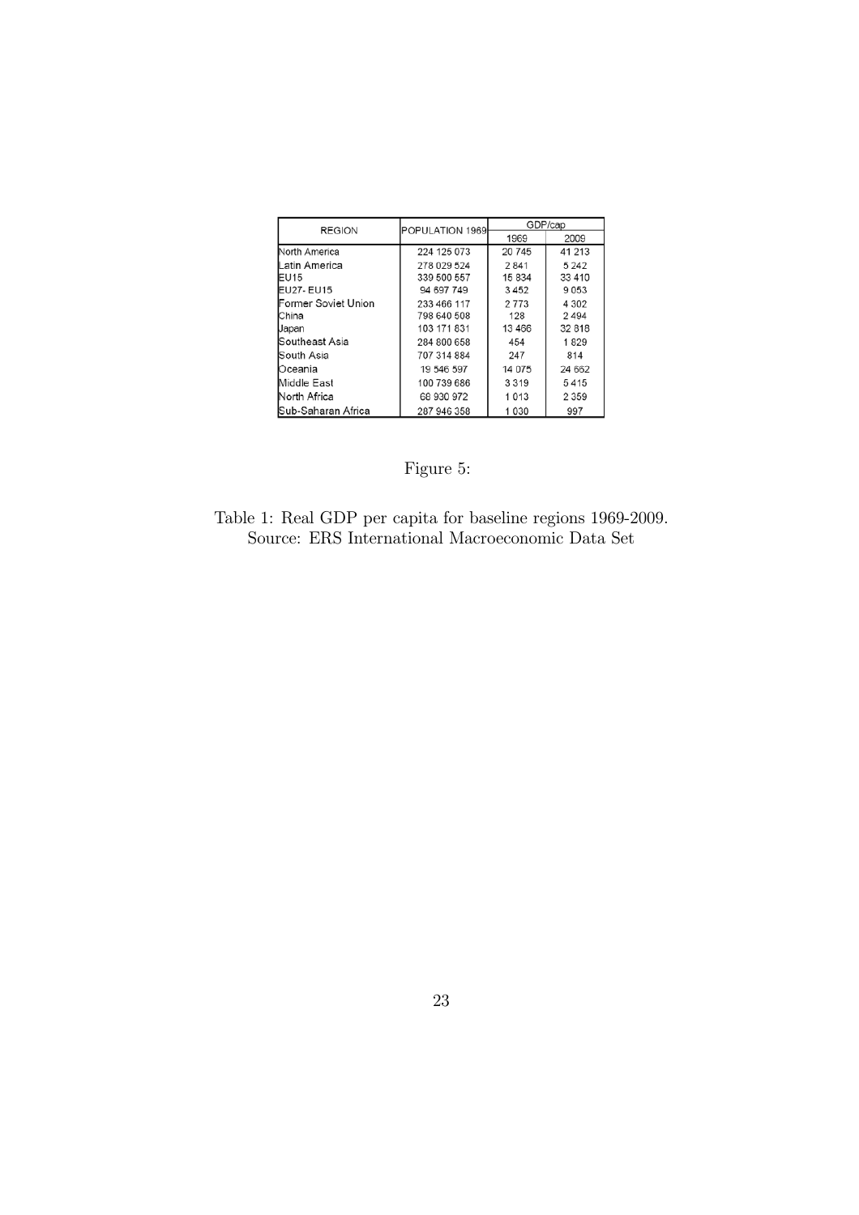| REGION | POPULATION 1969 | GDP/cap | |
|---|---|---|---|
| | | 1969 | 2009 |
| North America | 224 125 073 | 20 745 | 41 213 |
| Latin America | 278 029 524 | 2 841 | 5 242 |
| EU15 | 339 500 557 | 15 834 | 33 410 |
| EU27- EU15 | 94 697 749 | 3 452 | 9 053 |
| Former Soviet Union | 233 466 117 | 2 773 | 4 302 |
| China | 798 640 508 | 128 | 2 494 |
| Japan | 103 171 831 | 13 466 | 32 818 |
| Southeast Asia | 284 800 658 | 454 | 1 829 |
| South Asia | 707 314 884 | 247 | 814 |
| Oceania | 19 546 597 | 14 075 | 24 662 |
| Middle East | 100 739 686 | 3 319 | 5 415 |
| North Africa | 68 930 972 | 1 013 | 2 359 |
| Sub-Saharan Africa | 287 946 358 | 1 030 | 997 |

Figure 5:

Table 1: Real GDP per capita for baseline regions 1969-2009.
Source: ERS International Macroeconomic Data Set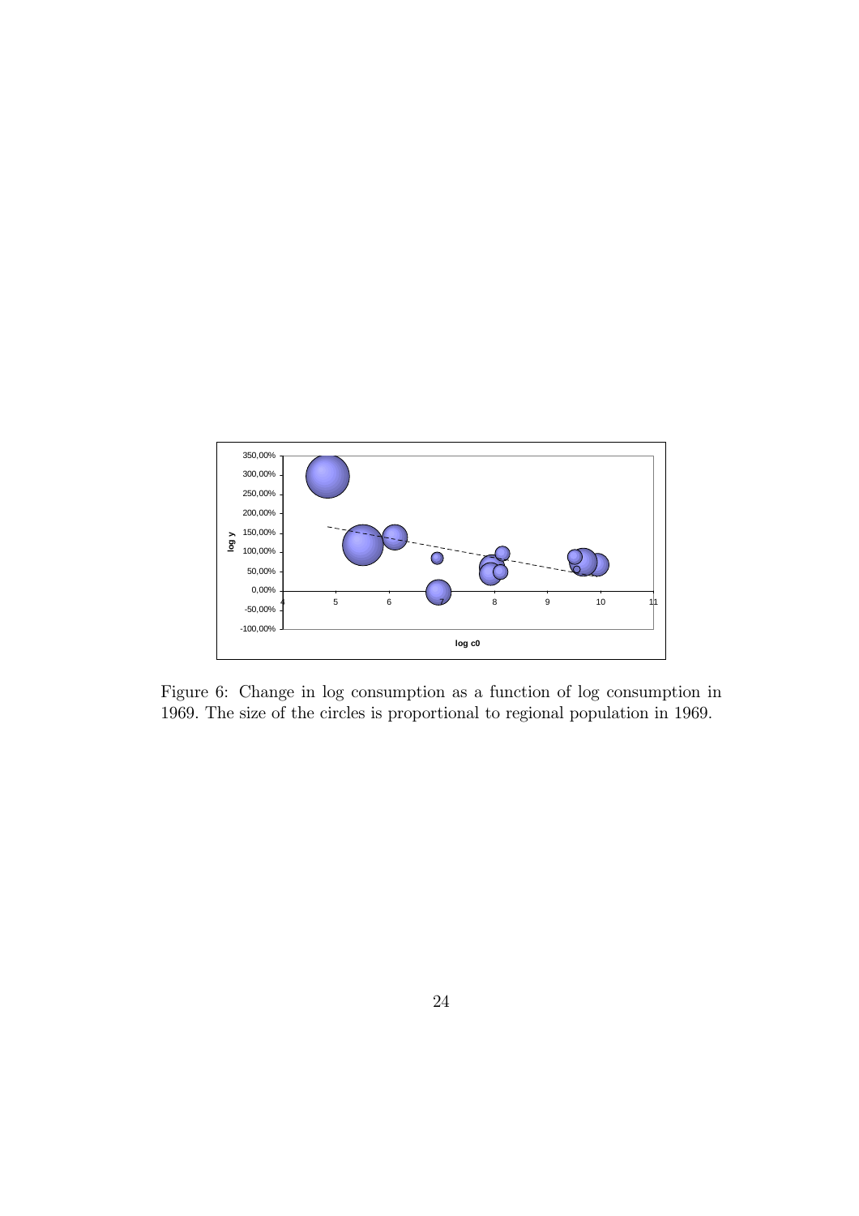350,00%
300,00%
250,00%
200,00%
150,00%
100,00%
50,00%
0,00%
-50,00%
-100,00%

log y

4
5
6
7
8
9
10
11

log c0

Figure 6: Change in log consumption as a function of log consumption in 1969. The size of the circles is proportional to regional population in 1969.